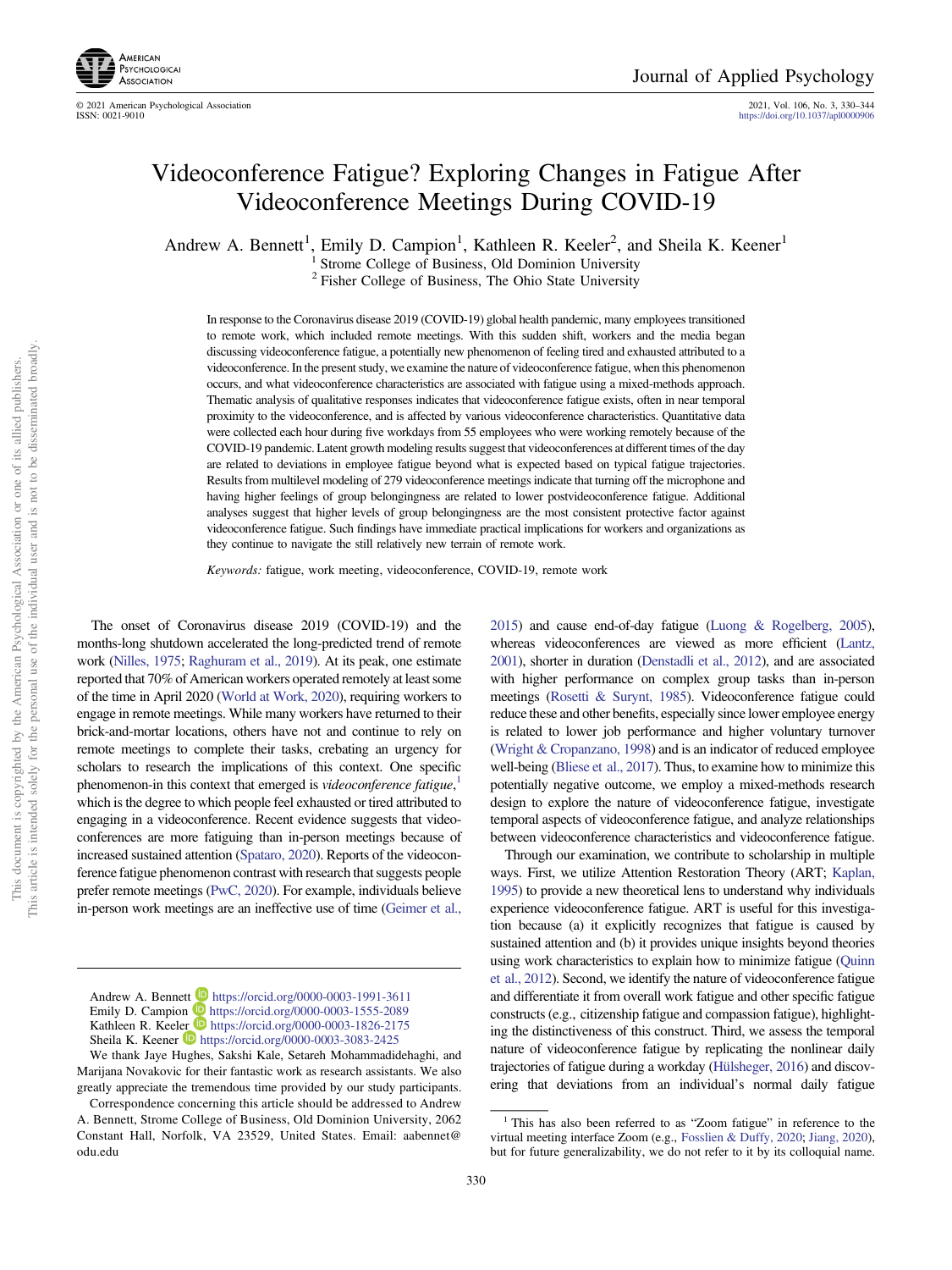# Videoconference Fatigue? Exploring Changes in Fatigue After Videoconference Meetings During COVID-19

Andrew A. Bennett[1], Emily D. Campion[1], Kathleen R. Keeler[2], and Sheila K. Keener[1]

[1] Strome College of Business, Old Dominion University
[2] Fisher College of Business, The Ohio State University

In response to the Coronavirus disease 2019 (COVID-19) global health pandemic, many employees transitioned to remote work, which included remote meetings. With this sudden shift, workers and the media began discussing videoconference fatigue, a potentially new phenomenon of feeling tired and exhausted attributed to a videoconference. In the present study, we examine the nature of videoconference fatigue, when this phenomenon occurs, and what videoconference characteristics are associated with fatigue using a mixed-methods approach. Thematic analysis of qualitative responses indicates that videoconference fatigue exists, often in near temporal proximity to the videoconference, and is affected by various videoconference characteristics. Quantitative data were collected each hour during five workdays from 55 employees who were working remotely because of the COVID-19 pandemic. Latent growth modeling results suggest that videoconferences at different times of the day are related to deviations in employee fatigue beyond what is expected based on typical fatigue trajectories. Results from multilevel modeling of 279 videoconference meetings indicate that turning off the microphone and having higher feelings of group belongingness are related to lower postvideoconference fatigue. Additional analyses suggest that higher levels of group belongingness are the most consistent protective factor against videoconference fatigue. Such findings have immediate practical implications for workers and organizations as they continue to navigate the still relatively new terrain of remote work.

*Keywords:* fatigue, work meeting, videoconference, COVID-19, remote work

The onset of Coronavirus disease 2019 (COVID-19) and the months-long shutdown accelerated the long-predicted trend of remote work (Nilles, 1975; Raghuram et al., 2019). At its peak, one estimate reported that 70% of American workers operated remotely at least some of the time in April 2020 (World at Work, 2020), requiring workers to engage in remote meetings. While many workers have returned to their brick-and-mortar locations, others have not and continue to rely on remote meetings to complete their tasks, crebating an urgency for scholars to research the implications of this context. One specific phenomenon in this context that emerged is *videoconference fatigue*,[1] which is the degree to which people feel exhausted or tired attributed to engaging in a videoconference. Recent evidence suggests that videoconferences are more fatiguing than in-person meetings because of increased sustained attention (Spataro, 2020). Reports of the videoconference fatigue phenomenon contrast with research that suggests people prefer remote meetings (PwC, 2020). For example, individuals believe in-person work meetings are an ineffective use of time (Geimer et al., 2015) and cause end-of-day fatigue (Luong & Rogelberg, 2005), whereas videoconferences are viewed as more efficient (Lantz, 2001), shorter in duration (Denstadli et al., 2012), and are associated with higher performance on complex group tasks than in-person meetings (Rosetti & Surynt, 1985). Videoconference fatigue could reduce these and other benefits, especially since lower employee energy is related to lower job performance and higher voluntary turnover (Wright & Cropanzano, 1998) and is an indicator of reduced employee well-being (Bliese et al., 2017). Thus, to examine how to minimize this potentially negative outcome, we employ a mixed-methods research design to explore the nature of videoconference fatigue, investigate temporal aspects of videoconference fatigue, and analyze relationships between videoconference characteristics and videoconference fatigue.

Through our examination, we contribute to scholarship in multiple ways. First, we utilize Attention Restoration Theory (ART; Kaplan, 1995) to provide a new theoretical lens to understand why individuals experience videoconference fatigue. ART is useful for this investigation because (a) it explicitly recognizes that fatigue is caused by sustained attention and (b) it provides unique insights beyond theories using work characteristics to explain how to minimize fatigue (Quinn et al., 2012). Second, we identify the nature of videoconference fatigue and differentiate it from overall work fatigue and other specific fatigue constructs (e.g., citizenship fatigue and compassion fatigue), highlighting the distinctiveness of this construct. Third, we assess the temporal nature of videoconference fatigue by replicating the nonlinear daily trajectories of fatigue during a workday (Hülsheger, 2016) and discovering that deviations from an individual's normal daily fatigue

---

Andrew A. Bennett https://orcid.org/0000-0003-1991-3611
Emily D. Campion https://orcid.org/0000-0003-1555-2089
Kathleen R. Keeler https://orcid.org/0000-0003-1826-2175
Sheila K. Keener https://orcid.org/0000-0003-3083-2425

We thank Jaye Hughes, Sakshi Kale, Setareh Mohammadidehaghi, and Marijana Novakovic for their fantastic work as research assistants. We also greatly appreciate the tremendous time provided by our study participants.

Correspondence concerning this article should be addressed to Andrew A. Bennett, Strome College of Business, Old Dominion University, 2062 Constant Hall, Norfolk, VA 23529, United States. Email: aabennet@odu.edu

[1] This has also been referred to as "Zoom fatigue" in reference to the virtual meeting interface Zoom (e.g., Fosslien & Duffy, 2020; Jiang, 2020), but for future generalizability, we do not refer to it by its colloquial name.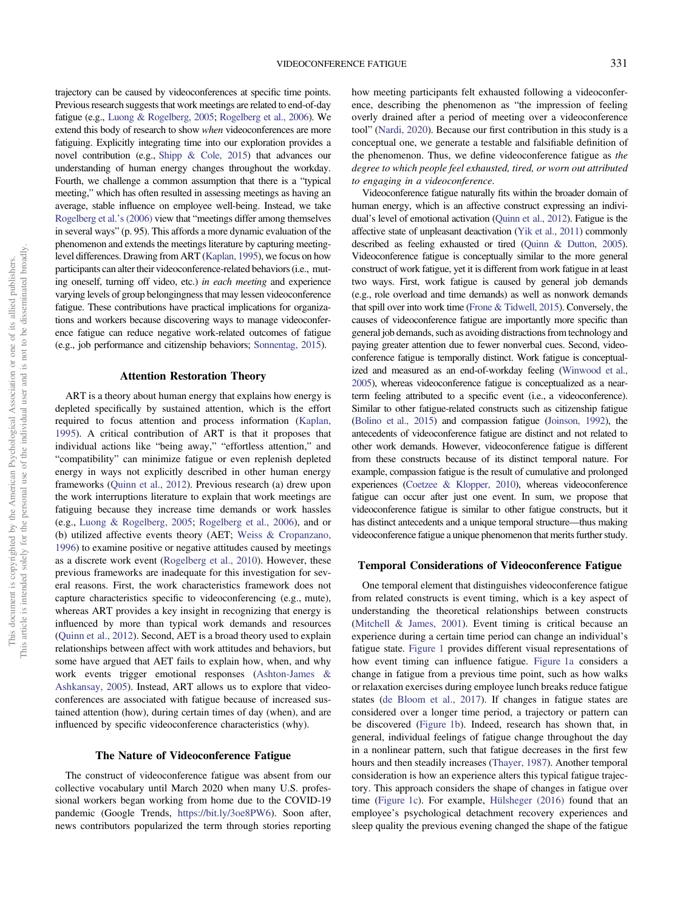trajectory can be caused by videoconferences at specific time points. Previous research suggests that work meetings are related to end-of-day fatigue (e.g., Luong & Rogelberg, 2005; Rogelberg et al., 2006). We extend this body of research to show *when* videoconferences are more fatiguing. Explicitly integrating time into our exploration provides a novel contribution (e.g., Shipp & Cole, 2015) that advances our understanding of human energy changes throughout the workday. Fourth, we challenge a common assumption that there is a "typical meeting," which has often resulted in assessing meetings as having an average, stable influence on employee well-being. Instead, we take Rogelberg et al.'s (2006) view that "meetings differ among themselves in several ways" (p. 95). This affords a more dynamic evaluation of the phenomenon and extends the meetings literature by capturing meeting-level differences. Drawing from ART (Kaplan, 1995), we focus on how participants can alter their videoconference-related behaviors (i.e., muting oneself, turning off video, etc.) *in each meeting* and experience varying levels of group belongingness that may lessen videoconference fatigue. These contributions have practical implications for organizations and workers because discovering ways to manage videoconference fatigue can reduce negative work-related outcomes of fatigue (e.g., job performance and citizenship behaviors; Sonnentag, 2015).

## Attention Restoration Theory

ART is a theory about human energy that explains how energy is depleted specifically by sustained attention, which is the effort required to focus attention and process information (Kaplan, 1995). A critical contribution of ART is that it proposes that individual actions like "being away," "effortless attention," and "compatibility" can minimize fatigue or even replenish depleted energy in ways not explicitly described in other human energy frameworks (Quinn et al., 2012). Previous research (a) drew upon the work interruptions literature to explain that work meetings are fatiguing because they increase time demands or work hassles (e.g., Luong & Rogelberg, 2005; Rogelberg et al., 2006), and or (b) utilized affective events theory (AET; Weiss & Cropanzano, 1996) to examine positive or negative attitudes caused by meetings as a discrete work event (Rogelberg et al., 2010). However, these previous frameworks are inadequate for this investigation for several reasons. First, the work characteristics framework does not capture characteristics specific to videoconferencing (e.g., mute), whereas ART provides a key insight in recognizing that energy is influenced by more than typical work demands and resources (Quinn et al., 2012). Second, AET is a broad theory used to explain relationships between affect with work attitudes and behaviors, but some have argued that AET fails to explain how, when, and why work events trigger emotional responses (Ashton-James & Ashkansay, 2005). Instead, ART allows us to explore that videoconferences are associated with fatigue because of increased sustained attention (how), during certain times of day (when), and are influenced by specific videoconference characteristics (why).

## The Nature of Videoconference Fatigue

The construct of videoconference fatigue was absent from our collective vocabulary until March 2020 when many U.S. professional workers began working from home due to the COVID-19 pandemic (Google Trends, https://bit.ly/3oe8PW6). Soon after, news contributors popularized the term through stories reporting how meeting participants felt exhausted following a videoconference, describing the phenomenon as "the impression of feeling overly drained after a period of meeting over a videoconference tool" (Nardi, 2020). Because our first contribution in this study is a conceptual one, we generate a testable and falsifiable definition of the phenomenon. Thus, we define videoconference fatigue as *the degree to which people feel exhausted, tired, or worn out attributed to engaging in a videoconference*.

Videoconference fatigue naturally fits within the broader domain of human energy, which is an affective construct expressing an individual's level of emotional activation (Quinn et al., 2012). Fatigue is the affective state of unpleasant deactivation (Yik et al., 2011) commonly described as feeling exhausted or tired (Quinn & Dutton, 2005). Videoconference fatigue is conceptually similar to the more general construct of work fatigue, yet it is different from work fatigue in at least two ways. First, work fatigue is caused by general job demands (e.g., role overload and time demands) as well as nonwork demands that spill over into work time (Frone & Tidwell, 2015). Conversely, the causes of videoconference fatigue are importantly more specific than general job demands, such as avoiding distractions from technology and paying greater attention due to fewer nonverbal cues. Second, videoconference fatigue is temporally distinct. Work fatigue is conceptualized and measured as an end-of-workday feeling (Winwood et al., 2005), whereas videoconference fatigue is conceptualized as a near-term feeling attributed to a specific event (i.e., a videoconference). Similar to other fatigue-related constructs such as citizenship fatigue (Bolino et al., 2015) and compassion fatigue (Joinson, 1992), the antecedents of videoconference fatigue are distinct and not related to other work demands. However, videoconference fatigue is different from these constructs because of its distinct temporal nature. For example, compassion fatigue is the result of cumulative and prolonged experiences (Coetzee & Klopper, 2010), whereas videoconference fatigue can occur after just one event. In sum, we propose that videoconference fatigue is similar to other fatigue constructs, but it has distinct antecedents and a unique temporal structure—thus making videoconference fatigue a unique phenomenon that merits further study.

## Temporal Considerations of Videoconference Fatigue

One temporal element that distinguishes videoconference fatigue from related constructs is event timing, which is a key aspect of understanding the theoretical relationships between constructs (Mitchell & James, 2001). Event timing is critical because an experience during a certain time period can change an individual's fatigue state. Figure 1 provides different visual representations of how event timing can influence fatigue. Figure 1a considers a change in fatigue from a previous time point, such as how walks or relaxation exercises during employee lunch breaks reduce fatigue states (de Bloom et al., 2017). If changes in fatigue states are considered over a longer time period, a trajectory or pattern can be discovered (Figure 1b). Indeed, research has shown that, in general, individual feelings of fatigue change throughout the day in a nonlinear pattern, such that fatigue decreases in the first few hours and then steadily increases (Thayer, 1987). Another temporal consideration is how an experience alters this typical fatigue trajectory. This approach considers the shape of changes in fatigue over time (Figure 1c). For example, Hülsheger (2016) found that an employee's psychological detachment recovery experiences and sleep quality the previous evening changed the shape of the fatigue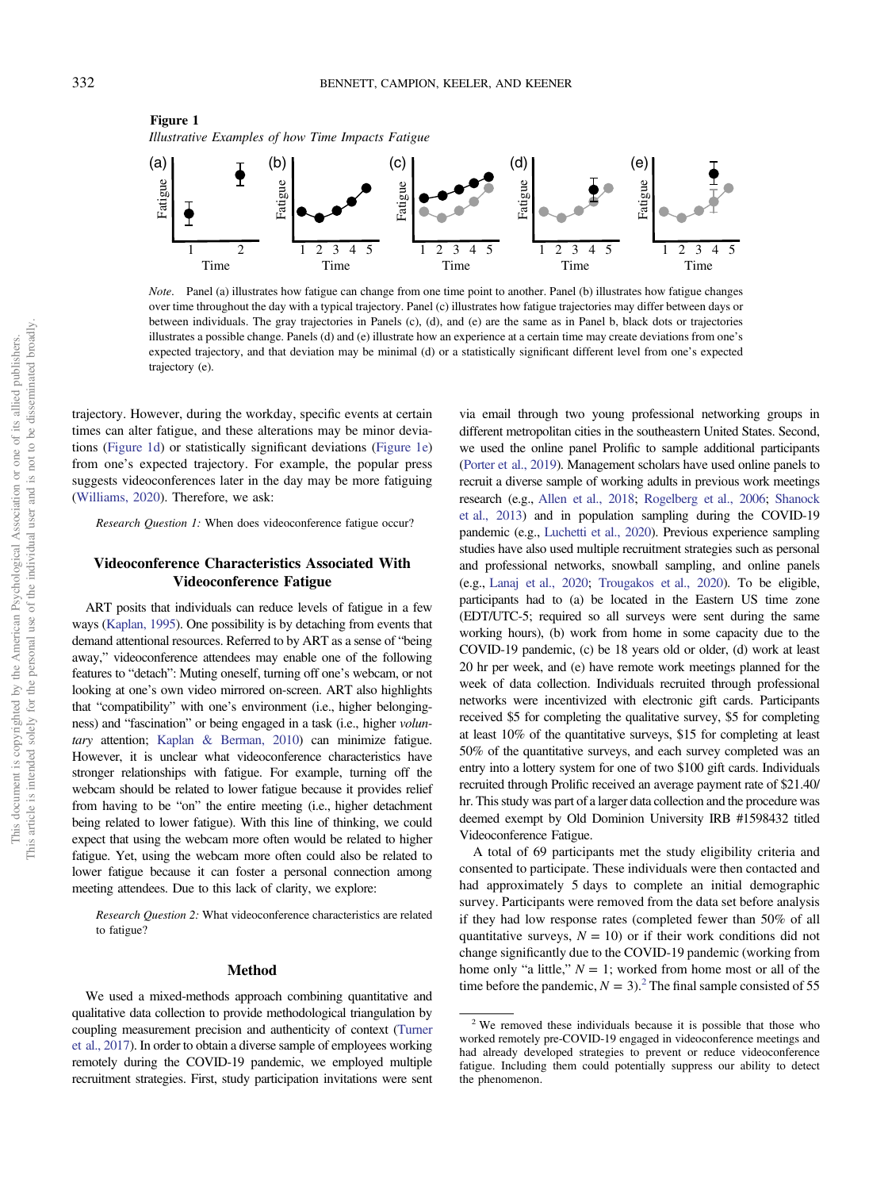**Figure 1**

*Illustrative Examples of how Time Impacts Fatigue*

*Note*. Panel (a) illustrates how fatigue can change from one time point to another. Panel (b) illustrates how fatigue changes over time throughout the day with a typical trajectory. Panel (c) illustrates how fatigue trajectories may differ between days or between individuals. The gray trajectories in Panels (c), (d), and (e) are the same as in Panel b, black dots or trajectories illustrates a possible change. Panels (d) and (e) illustrate how an experience at a certain time may create deviations from one's expected trajectory, and that deviation may be minimal (d) or a statistically significant different level from one's expected trajectory (e).

trajectory. However, during the workday, specific events at certain times can alter fatigue, and these alterations may be minor deviations (Figure 1d) or statistically significant deviations (Figure 1e) from one's expected trajectory. For example, the popular press suggests videoconferences later in the day may be more fatiguing (Williams, 2020). Therefore, we ask:

> *Research Question 1:* When does videoconference fatigue occur?

## Videoconference Characteristics Associated With Videoconference Fatigue

ART posits that individuals can reduce levels of fatigue in a few ways (Kaplan, 1995). One possibility is by detaching from events that demand attentional resources. Referred to by ART as a sense of "being away," videoconference attendees may enable one of the following features to "detach": Muting oneself, turning off one's webcam, or not looking at one's own video mirrored on-screen. ART also highlights that "compatibility" with one's environment (i.e., higher belongingness) and "fascination" or being engaged in a task (i.e., higher *voluntary* attention; Kaplan & Berman, 2010) can minimize fatigue. However, it is unclear what videoconference characteristics have stronger relationships with fatigue. For example, turning off the webcam should be related to lower fatigue because it provides relief from having to be "on" the entire meeting (i.e., higher detachment being related to lower fatigue). With this line of thinking, we could expect that using the webcam more often would be related to higher fatigue. Yet, using the webcam more often could also be related to lower fatigue because it can foster a personal connection among meeting attendees. Due to this lack of clarity, we explore:

> *Research Question 2:* What videoconference characteristics are related to fatigue?

## Method

We used a mixed-methods approach combining quantitative and qualitative data collection to provide methodological triangulation by coupling measurement precision and authenticity of context (Turner et al., 2017). In order to obtain a diverse sample of employees working remotely during the COVID-19 pandemic, we employed multiple recruitment strategies. First, study participation invitations were sent via email through two young professional networking groups in different metropolitan cities in the southeastern United States. Second, we used the online panel Prolific to sample additional participants (Porter et al., 2019). Management scholars have used online panels to recruit a diverse sample of working adults in previous work meetings research (e.g., Allen et al., 2018; Rogelberg et al., 2006; Shanock et al., 2013) and in population sampling during the COVID-19 pandemic (e.g., Luchetti et al., 2020). Previous experience sampling studies have also used multiple recruitment strategies such as personal and professional networks, snowball sampling, and online panels (e.g., Lanaj et al., 2020; Trougakos et al., 2020). To be eligible, participants had to (a) be located in the Eastern US time zone (EDT/UTC-5; required so all surveys were sent during the same working hours), (b) work from home in some capacity due to the COVID-19 pandemic, (c) be 18 years old or older, (d) work at least 20 hr per week, and (e) have remote work meetings planned for the week of data collection. Individuals recruited through professional networks were incentivized with electronic gift cards. Participants received $5 for completing the qualitative survey, $5 for completing at least 10% of the quantitative surveys, $15 for completing at least 50% of the quantitative surveys, and each survey completed was an entry into a lottery system for one of two $100 gift cards. Individuals recruited through Prolific received an average payment rate of $21.40/hr. This study was part of a larger data collection and the procedure was deemed exempt by Old Dominion University IRB #1598432 titled Videoconference Fatigue.

A total of 69 participants met the study eligibility criteria and consented to participate. These individuals were then contacted and had approximately 5 days to complete an initial demographic survey. Participants were removed from the data set before analysis if they had low response rates (completed fewer than 50% of all quantitative surveys, $N = 10$) or if their work conditions did not change significantly due to the COVID-19 pandemic (working from home only "a little," $N = 1$; worked from home most or all of the time before the pandemic, $N = 3$).[2] The final sample consisted of 55

[2] We removed these individuals because it is possible that those who worked remotely pre-COVID-19 engaged in videoconference meetings and had already developed strategies to prevent or reduce videoconference fatigue. Including them could potentially suppress our ability to detect the phenomenon.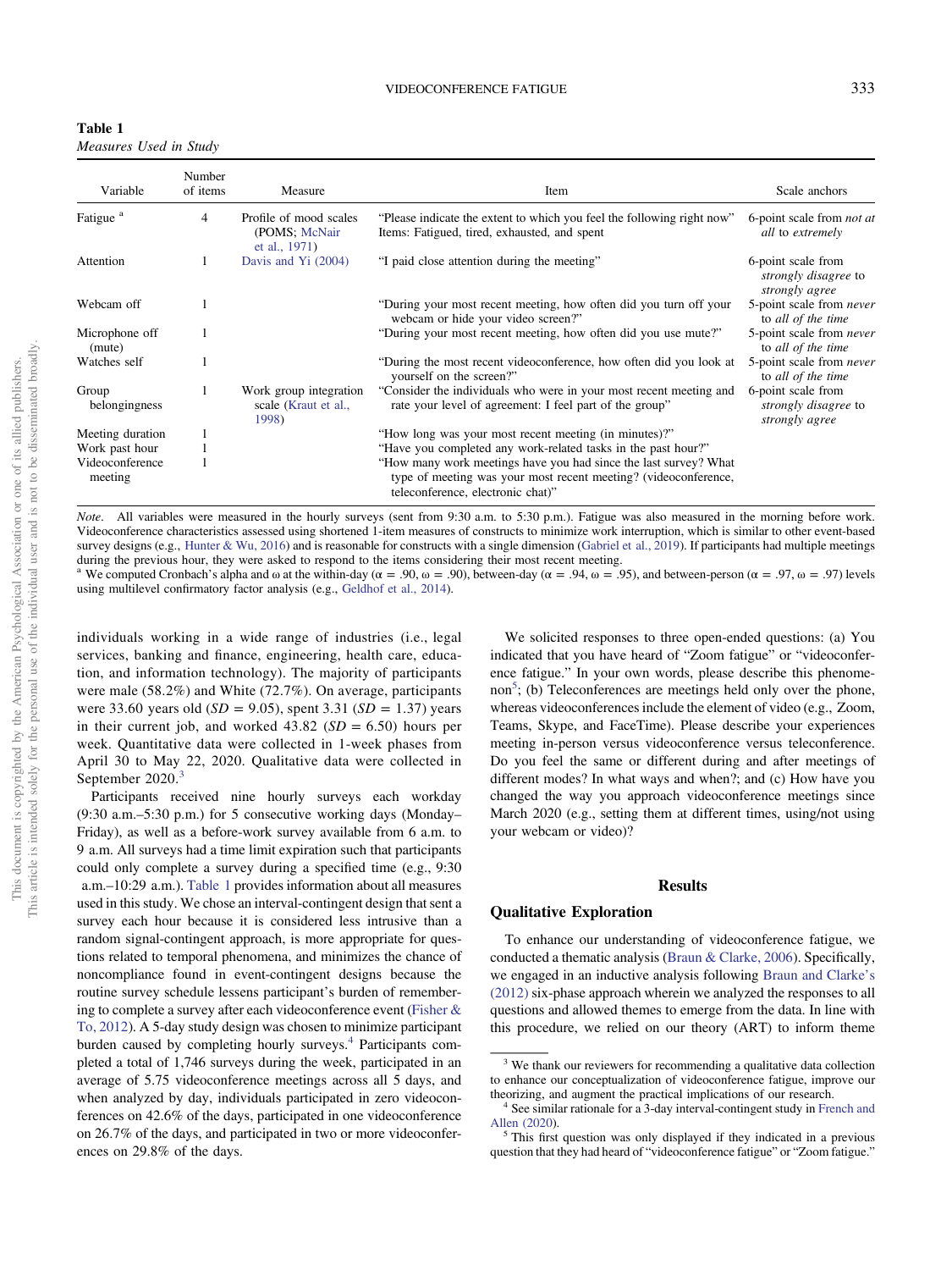**Table 1**
*Measures Used in Study*

| Variable | Number of items | Measure | Item | Scale anchors |
|---|---|---|---|---|
| Fatigue [a] | 4 | Profile of mood scales (POMS; McNair et al., 1971) | "Please indicate the extent to which you feel the following right now" Items: Fatigued, tired, exhausted, and spent | 6-point scale from *not at all* to *extremely* |
| Attention | 1 | Davis and Yi (2004) | "I paid close attention during the meeting" | 6-point scale from *strongly disagree* to *strongly agree* |
| Webcam off | 1 | | "During your most recent meeting, how often did you turn off your webcam or hide your video screen?" | 5-point scale from *never* to *all of the time* |
| Microphone off (mute) | 1 | | "During your most recent meeting, how often did you use mute?" | 5-point scale from *never* to *all of the time* |
| Watches self | 1 | | "During the most recent videoconference, how often did you look at yourself on the screen?" | 5-point scale from *never* to *all of the time* |
| Group belongingness | 1 | Work group integration scale (Kraut et al., 1998) | "Consider the individuals who were in your most recent meeting and rate your level of agreement: I feel part of the group" | 6-point scale from *strongly disagree* to *strongly agree* |
| Meeting duration | 1 | | "How long was your most recent meeting (in minutes)?" | |
| Work past hour | 1 | | "Have you completed any work-related tasks in the past hour?" | |
| Videoconference meeting | 1 | | "How many work meetings have you had since the last survey? What type of meeting was your most recent meeting? (videoconference, teleconference, electronic chat)" | |

*Note*. All variables were measured in the hourly surveys (sent from 9:30 a.m. to 5:30 p.m.). Fatigue was also measured in the morning before work. Videoconference characteristics assessed using shortened 1-item measures of constructs to minimize work interruption, which is similar to other event-based survey designs (e.g., Hunter & Wu, 2016) and is reasonable for constructs with a single dimension (Gabriel et al., 2019). If participants had multiple meetings during the previous hour, they were asked to respond to the items considering their most recent meeting.
[a] We computed Cronbach's alpha and ω at the within-day (α = .90, ω = .90), between-day (α = .94, ω = .95), and between-person (α = .97, ω = .97) levels using multilevel confirmatory factor analysis (e.g., Geldhof et al., 2014).

individuals working in a wide range of industries (i.e., legal services, banking and finance, engineering, health care, education, and information technology). The majority of participants were male (58.2%) and White (72.7%). On average, participants were 33.60 years old ($SD$ = 9.05), spent 3.31 ($SD$ = 1.37) years in their current job, and worked 43.82 ($SD$ = 6.50) hours per week. Quantitative data were collected in 1-week phases from April 30 to May 22, 2020. Qualitative data were collected in September 2020.[3]

Participants received nine hourly surveys each workday (9:30 a.m.–5:30 p.m.) for 5 consecutive working days (Monday–Friday), as well as a before-work survey available from 6 a.m. to 9 a.m. All surveys had a time limit expiration such that participants could only complete a survey during a specified time (e.g., 9:30 a.m.–10:29 a.m.). Table 1 provides information about all measures used in this study. We chose an interval-contingent design that sent a survey each hour because it is considered less intrusive than a random signal-contingent approach, is more appropriate for questions related to temporal phenomena, and minimizes the chance of noncompliance found in event-contingent designs because the routine survey schedule lessens participant's burden of remembering to complete a survey after each videoconference event (Fisher & To, 2012). A 5-day study design was chosen to minimize participant burden caused by completing hourly surveys.[4] Participants completed a total of 1,746 surveys during the week, participated in an average of 5.75 videoconference meetings across all 5 days, and when analyzed by day, individuals participated in zero videoconferences on 42.6% of the days, participated in one videoconference on 26.7% of the days, and participated in two or more videoconferences on 29.8% of the days.

We solicited responses to three open-ended questions: (a) You indicated that you have heard of "Zoom fatigue" or "videoconference fatigue." In your own words, please describe this phenomenon[5]; (b) Teleconferences are meetings held only over the phone, whereas videoconferences include the element of video (e.g., Zoom, Teams, Skype, and FaceTime). Please describe your experiences meeting in-person versus videoconference versus teleconference. Do you feel the same or different during and after meetings of different modes? In what ways and when?; and (c) How have you changed the way you approach videoconference meetings since March 2020 (e.g., setting them at different times, using/not using your webcam or video)?

## Results

### Qualitative Exploration

To enhance our understanding of videoconference fatigue, we conducted a thematic analysis (Braun & Clarke, 2006). Specifically, we engaged in an inductive analysis following Braun and Clarke's (2012) six-phase approach wherein we analyzed the responses to all questions and allowed themes to emerge from the data. In line with this procedure, we relied on our theory (ART) to inform theme

[3] We thank our reviewers for recommending a qualitative data collection to enhance our conceptualization of videoconference fatigue, improve our theorizing, and augment the practical implications of our research.

[4] See similar rationale for a 3-day interval-contingent study in French and Allen (2020).

[5] This first question was only displayed if they indicated in a previous question that they had heard of "videoconference fatigue" or "Zoom fatigue."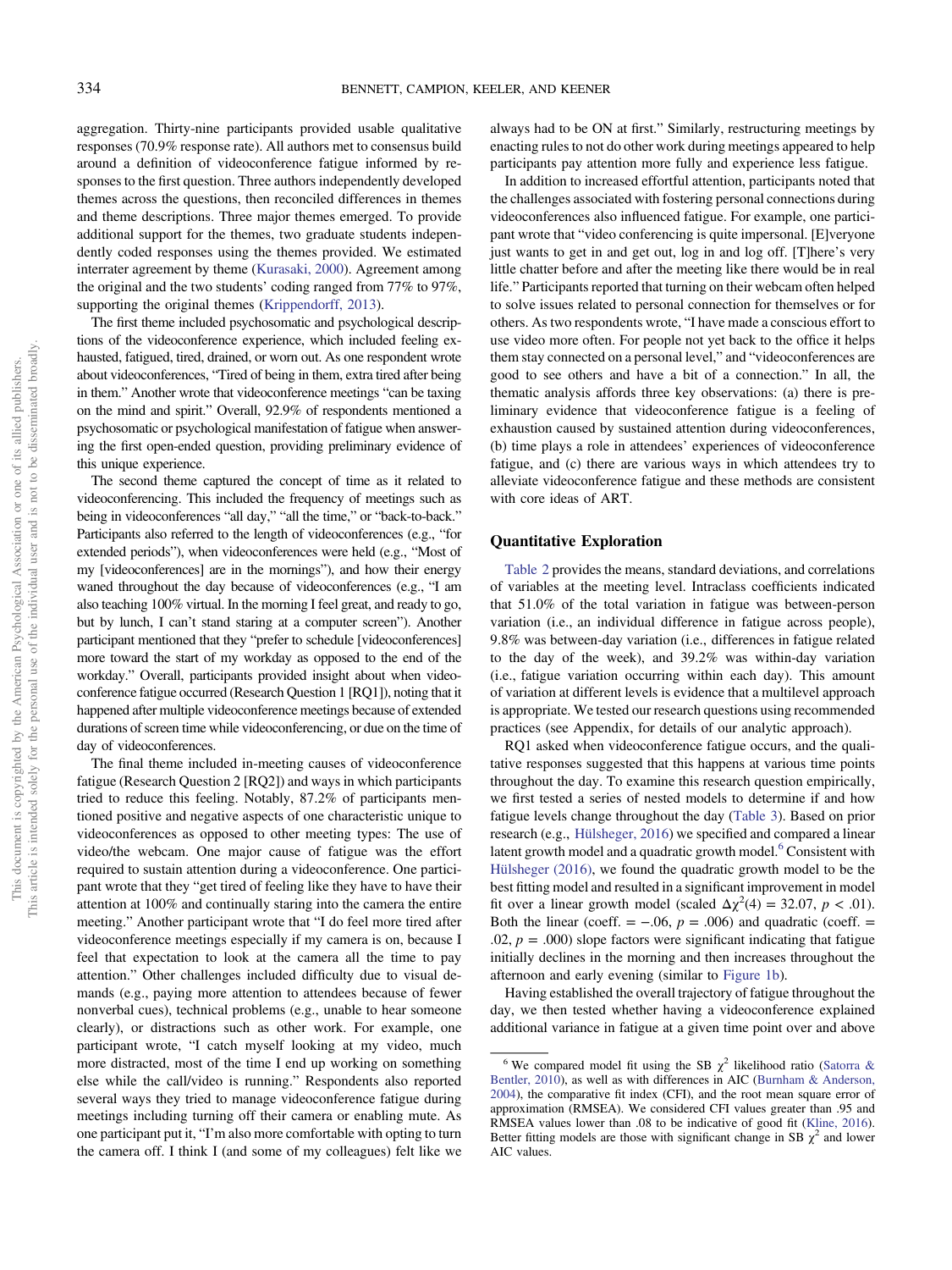aggregation. Thirty-nine participants provided usable qualitative responses (70.9% response rate). All authors met to consensus build around a definition of videoconference fatigue informed by responses to the first question. Three authors independently developed themes across the questions, then reconciled differences in themes and theme descriptions. Three major themes emerged. To provide additional support for the themes, two graduate students independently coded responses using the themes provided. We estimated interrater agreement by theme (Kurasaki, 2000). Agreement among the original and the two students' coding ranged from 77% to 97%, supporting the original themes (Krippendorff, 2013).

The first theme included psychosomatic and psychological descriptions of the videoconference experience, which included feeling exhausted, fatigued, tired, drained, or worn out. As one respondent wrote about videoconferences, "Tired of being in them, extra tired after being in them." Another wrote that videoconference meetings "can be taxing on the mind and spirit." Overall, 92.9% of respondents mentioned a psychosomatic or psychological manifestation of fatigue when answering the first open-ended question, providing preliminary evidence of this unique experience.

The second theme captured the concept of time as it related to videoconferencing. This included the frequency of meetings such as being in videoconferences "all day," "all the time," or "back-to-back." Participants also referred to the length of videoconferences (e.g., "for extended periods"), when videoconferences were held (e.g., "Most of my [videoconferences] are in the mornings"), and how their energy waned throughout the day because of videoconferences (e.g., "I am also teaching 100% virtual. In the morning I feel great, and ready to go, but by lunch, I can't stand staring at a computer screen"). Another participant mentioned that they "prefer to schedule [videoconferences] more toward the start of my workday as opposed to the end of the workday." Overall, participants provided insight about when videoconference fatigue occurred (Research Question 1 [RQ1]), noting that it happened after multiple videoconference meetings because of extended durations of screen time while videoconferencing, or due on the time of day of videoconferences.

The final theme included in-meeting causes of videoconference fatigue (Research Question 2 [RQ2]) and ways in which participants tried to reduce this feeling. Notably, 87.2% of participants mentioned positive and negative aspects of one characteristic unique to videoconferences as opposed to other meeting types: The use of video/the webcam. One major cause of fatigue was the effort required to sustain attention during a videoconference. One participant wrote that they "get tired of feeling like they have to have their attention at 100% and continually staring into the camera the entire meeting." Another participant wrote that "I do feel more tired after videoconference meetings especially if my camera is on, because I feel that expectation to look at the camera all the time to pay attention." Other challenges included difficulty due to visual demands (e.g., paying more attention to attendees because of fewer nonverbal cues), technical problems (e.g., unable to hear someone clearly), or distractions such as other work. For example, one participant wrote, "I catch myself looking at my video, much more distracted, most of the time I end up working on something else while the call/video is running." Respondents also reported several ways they tried to manage videoconference fatigue during meetings including turning off their camera or enabling mute. As one participant put it, "I'm also more comfortable with opting to turn the camera off. I think I (and some of my colleagues) felt like we always had to be ON at first." Similarly, restructuring meetings by enacting rules to not do other work during meetings appeared to help participants pay attention more fully and experience less fatigue.

In addition to increased effortful attention, participants noted that the challenges associated with fostering personal connections during videoconferences also influenced fatigue. For example, one participant wrote that "video conferencing is quite impersonal. [E]veryone just wants to get in and get out, log in and log off. [T]here's very little chatter before and after the meeting like there would be in real life." Participants reported that turning on their webcam often helped to solve issues related to personal connection for themselves or for others. As two respondents wrote, "I have made a conscious effort to use video more often. For people not yet back to the office it helps them stay connected on a personal level," and "videoconferences are good to see others and have a bit of a connection." In all, the thematic analysis affords three key observations: (a) there is preliminary evidence that videoconference fatigue is a feeling of exhaustion caused by sustained attention during videoconferences, (b) time plays a role in attendees' experiences of videoconference fatigue, and (c) there are various ways in which attendees try to alleviate videoconference fatigue and these methods are consistent with core ideas of ART.

## Quantitative Exploration

Table 2 provides the means, standard deviations, and correlations of variables at the meeting level. Intraclass coefficients indicated that 51.0% of the total variation in fatigue was between-person variation (i.e., an individual difference in fatigue across people), 9.8% was between-day variation (i.e., differences in fatigue related to the day of the week), and 39.2% was within-day variation (i.e., fatigue variation occurring within each day). This amount of variation at different levels is evidence that a multilevel approach is appropriate. We tested our research questions using recommended practices (see Appendix, for details of our analytic approach).

RQ1 asked when videoconference fatigue occurs, and the qualitative responses suggested that this happens at various time points throughout the day. To examine this research question empirically, we first tested a series of nested models to determine if and how fatigue levels change throughout the day (Table 3). Based on prior research (e.g., Hülsheger, 2016) we specified and compared a linear latent growth model and a quadratic growth model.[6] Consistent with Hülsheger (2016), we found the quadratic growth model to be the best fitting model and resulted in a significant improvement in model fit over a linear growth model (scaled $\Delta\chi^2(4) = 32.07$, $p < .01$). Both the linear (coeff. = −.06, $p = .006$) and quadratic (coeff. = .02, $p = .000$) slope factors were significant indicating that fatigue initially declines in the morning and then increases throughout the afternoon and early evening (similar to Figure 1b).

Having established the overall trajectory of fatigue throughout the day, we then tested whether having a videoconference explained additional variance in fatigue at a given time point over and above

[6] We compared model fit using the SB $\chi^2$ likelihood ratio (Satorra & Bentler, 2010), as well as with differences in AIC (Burnham & Anderson, 2004), the comparative fit index (CFI), and the root mean square error of approximation (RMSEA). We considered CFI values greater than .95 and RMSEA values lower than .08 to be indicative of good fit (Kline, 2016). Better fitting models are those with significant change in SB $\chi^2$ and lower AIC values.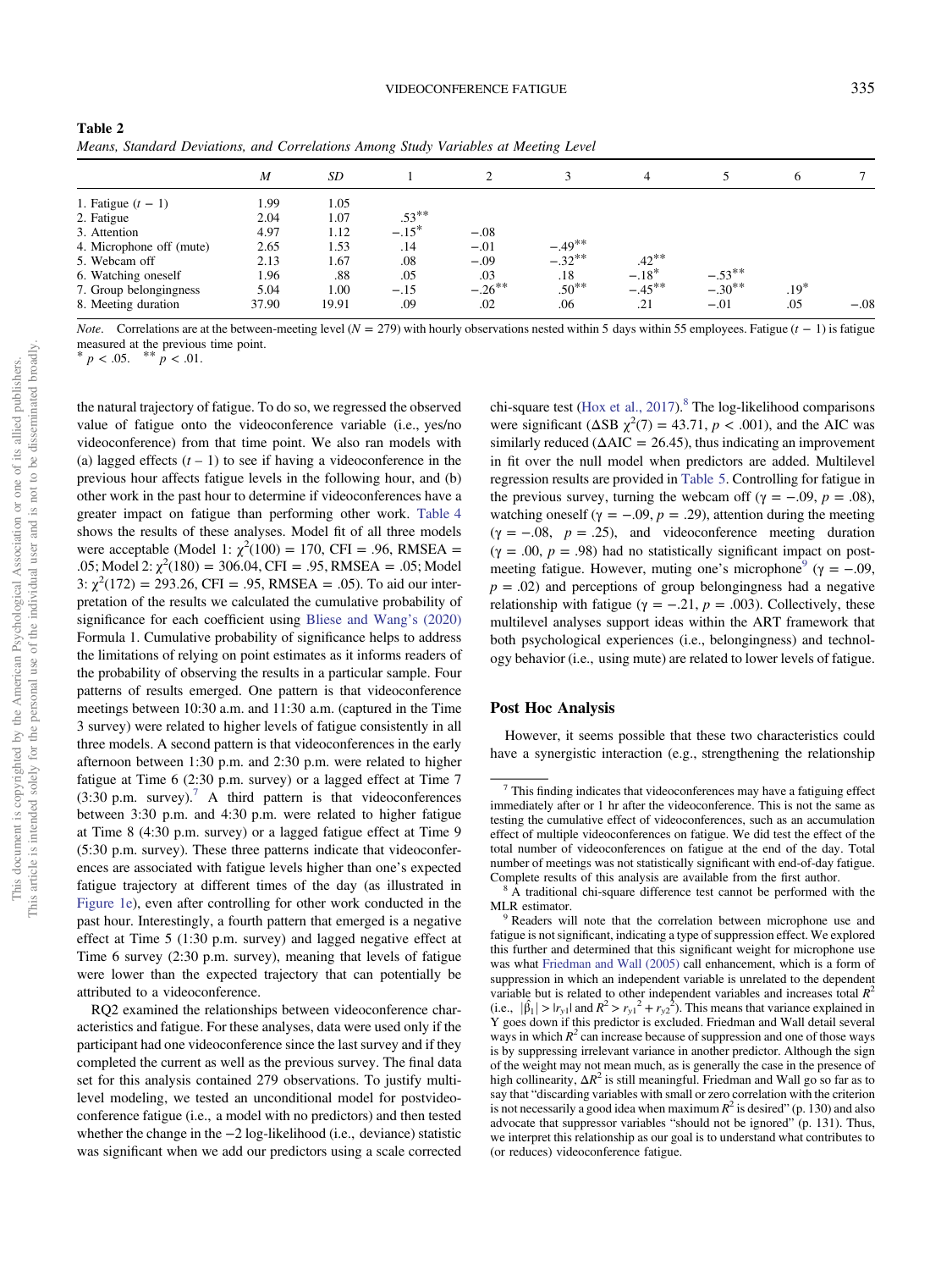**Table 2**

*Means, Standard Deviations, and Correlations Among Study Variables at Meeting Level*

| | *M* | *SD* | 1 | 2 | 3 | 4 | 5 | 6 | 7 |
|---|---|---|---|---|---|---|---|---|---|
| 1. Fatigue ($t$ − 1) | 1.99 | 1.05 | | | | | | | |
| 2. Fatigue | 2.04 | 1.07 | .53** | | | | | | |
| 3. Attention | 4.97 | 1.12 | −.15* | −.08 | | | | | |
| 4. Microphone off (mute) | 2.65 | 1.53 | .14 | −.01 | −.49** | | | | |
| 5. Webcam off | 2.13 | 1.67 | .08 | −.09 | −.32** | .42** | | | |
| 6. Watching oneself | 1.96 | .88 | .05 | .03 | .18 | −.18* | −.53** | | |
| 7. Group belongingness | 5.04 | 1.00 | −.15 | −.26** | .50** | −.45** | −.30** | .19* | |
| 8. Meeting duration | 37.90 | 19.91 | .09 | .02 | .06 | .21 | −.01 | .05 | −.08 |

*Note*. Correlations are at the between-meeting level ($N$ = 279) with hourly observations nested within 5 days within 55 employees. Fatigue ($t$ − 1) is fatigue measured at the previous time point.
* $p < .05$. ** $p < .01$.

the natural trajectory of fatigue. To do so, we regressed the observed value of fatigue onto the videoconference variable (i.e., yes/no videoconference) from that time point. We also ran models with (a) lagged effects ($t$ – 1) to see if having a videoconference in the previous hour affects fatigue levels in the following hour, and (b) other work in the past hour to determine if videoconferences have a greater impact on fatigue than performing other work. Table 4 shows the results of these analyses. Model fit of all three models were acceptable (Model 1: $\chi^2(100) = 170$, CFI = .96, RMSEA = .05; Model 2: $\chi^2(180) = 306.04$, CFI = .95, RMSEA = .05; Model 3: $\chi^2(172) = 293.26$, CFI = .95, RMSEA = .05). To aid our interpretation of the results we calculated the cumulative probability of significance for each coefficient using Bliese and Wang's (2020) Formula 1. Cumulative probability of significance helps to address the limitations of relying on point estimates as it informs readers of the probability of observing the results in a particular sample. Four patterns of results emerged. One pattern is that videoconference meetings between 10:30 a.m. and 11:30 a.m. (captured in the Time 3 survey) were related to higher levels of fatigue consistently in all three models. A second pattern is that videoconferences in the early afternoon between 1:30 p.m. and 2:30 p.m. were related to higher fatigue at Time 6 (2:30 p.m. survey) or a lagged effect at Time 7 (3:30 p.m. survey).[7] A third pattern is that videoconferences between 3:30 p.m. and 4:30 p.m. were related to higher fatigue at Time 8 (4:30 p.m. survey) or a lagged fatigue effect at Time 9 (5:30 p.m. survey). These three patterns indicate that videoconferences are associated with fatigue levels higher than one's expected fatigue trajectory at different times of the day (as illustrated in Figure 1e), even after controlling for other work conducted in the past hour. Interestingly, a fourth pattern that emerged is a negative effect at Time 5 (1:30 p.m. survey) and lagged negative effect at Time 6 survey (2:30 p.m. survey), meaning that levels of fatigue were lower than the expected trajectory that can potentially be attributed to a videoconference.

RQ2 examined the relationships between videoconference characteristics and fatigue. For these analyses, data were used only if the participant had one videoconference since the last survey and if they completed the current as well as the previous survey. The final data set for this analysis contained 279 observations. To justify multilevel modeling, we tested an unconditional model for postvideoconference fatigue (i.e., a model with no predictors) and then tested whether the change in the −2 log-likelihood (i.e., deviance) statistic was significant when we add our predictors using a scale corrected chi-square test (Hox et al., 2017).[8] The log-likelihood comparisons were significant ($\Delta$SB $\chi^2(7) = 43.71$, $p < .001$), and the AIC was similarly reduced ($\Delta$AIC = 26.45), thus indicating an improvement in fit over the null model when predictors are added. Multilevel regression results are provided in Table 5. Controlling for fatigue in the previous survey, turning the webcam off ($\gamma = -.09$, $p = .08$), watching oneself ($\gamma = -.09$, $p = .29$), attention during the meeting ($\gamma = -.08$, $p = .25$), and videoconference meeting duration ($\gamma = .00$, $p = .98$) had no statistically significant impact on post-meeting fatigue. However, muting one's microphone[9] ($\gamma = -.09$, $p = .02$) and perceptions of group belongingness had a negative relationship with fatigue ($\gamma = -.21$, $p = .003$). Collectively, these multilevel analyses support ideas within the ART framework that both psychological experiences (i.e., belongingness) and technology behavior (i.e., using mute) are related to lower levels of fatigue.

## Post Hoc Analysis

However, it seems possible that these two characteristics could have a synergistic interaction (e.g., strengthening the relationship

---

[7] This finding indicates that videoconferences may have a fatiguing effect immediately after or 1 hr after the videoconference. This is not the same as testing the cumulative effect of videoconferences, such as an accumulation effect of multiple videoconferences on fatigue. We did test the effect of the total number of videoconferences on fatigue at the end of the day. Total number of meetings was not statistically significant with end-of-day fatigue. Complete results of this analysis are available from the first author.

[8] A traditional chi-square difference test cannot be performed with the MLR estimator.

[9] Readers will note that the correlation between microphone use and fatigue is not significant, indicating a type of suppression effect. We explored this further and determined that this significant weight for microphone use was what Friedman and Wall (2005) call enhancement, which is a form of suppression in which an independent variable is unrelated to the dependent variable but is related to other independent variables and increases total $R^2$ (i.e., $|\hat{\beta}_1| > |r_{y1}|$ and $R^2 > r_{y1}^2 + r_{y2}^2$). This means that variance explained in Y goes down if this predictor is excluded. Friedman and Wall detail several ways in which $R^2$ can increase because of suppression and one of those ways is by suppressing irrelevant variance in another predictor. Although the sign of the weight may not mean much, as is generally the case in the presence of high collinearity, $\Delta R^2$ is still meaningful. Friedman and Wall go so far as to say that "discarding variables with small or zero correlation with the criterion is not necessarily a good idea when maximum $R^2$ is desired" (p. 130) and also advocate that suppressor variables "should not be ignored" (p. 131). Thus, we interpret this relationship as our goal is to understand what contributes to (or reduces) videoconference fatigue.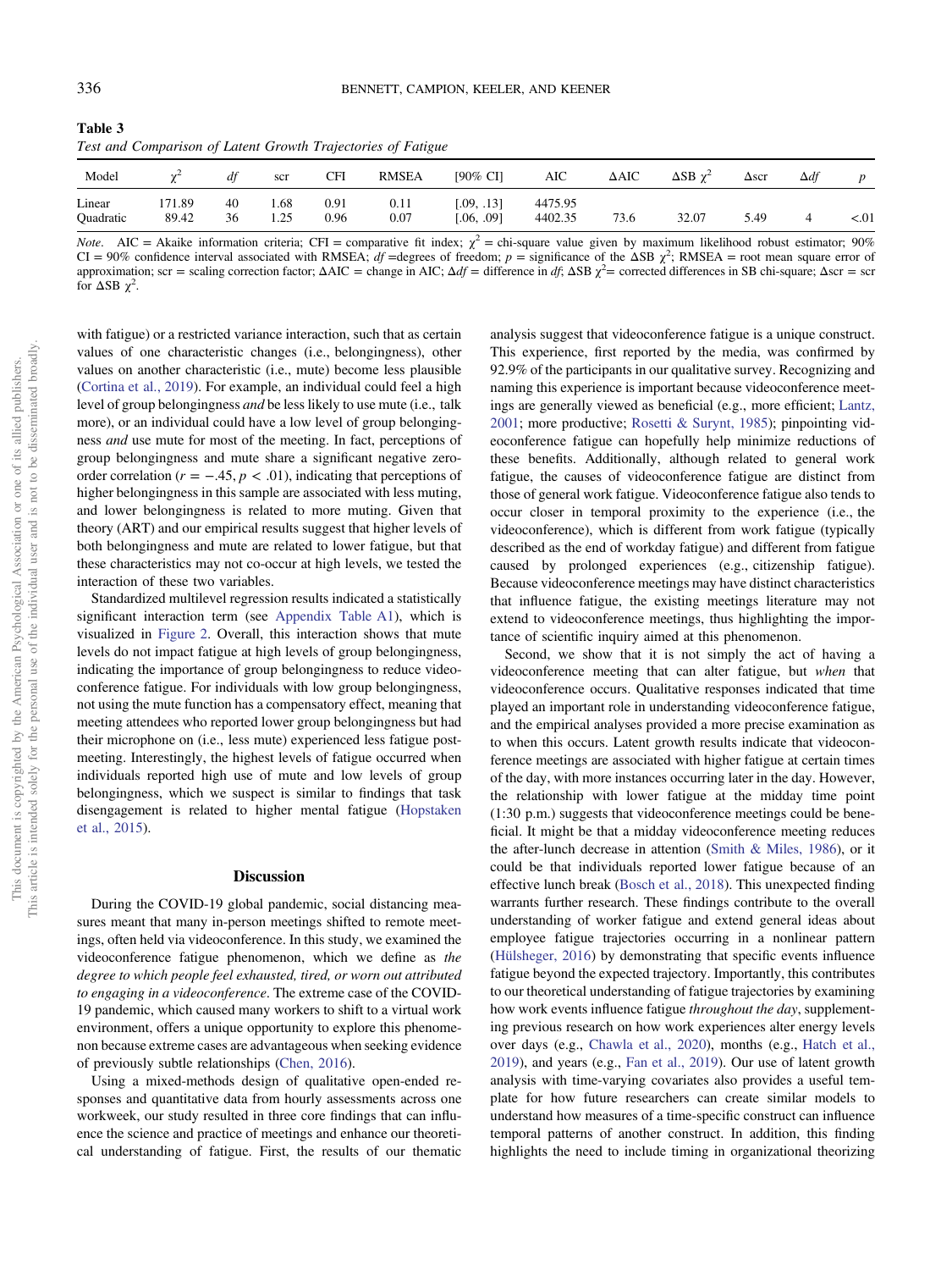**Table 3**
*Test and Comparison of Latent Growth Trajectories of Fatigue*

| Model | $\chi^2$ | *df* | scr | CFI | RMSEA | [90% CI] | AIC | ΔAIC | ΔSB $\chi^2$ | Δscr | Δ*df* | *p* |
|---|---|---|---|---|---|---|---|---|---|---|---|---|
| Linear | 171.89 | 40 | 1.68 | 0.91 | 0.11 | [.09, .13] | 4475.95 | | | | | |
| Quadratic | 89.42 | 36 | 1.25 | 0.96 | 0.07 | [.06, .09] | 4402.35 | 73.6 | 32.07 | 5.49 | 4 | <.01 |

*Note.* AIC = Akaike information criteria; CFI = comparative fit index; $\chi^2$ = chi-square value given by maximum likelihood robust estimator; 90% CI = 90% confidence interval associated with RMSEA; *df* =degrees of freedom; *p* = significance of the ΔSB $\chi^2$; RMSEA = root mean square error of approximation; scr = scaling correction factor; ΔAIC = change in AIC; Δ*df* = difference in *df*; ΔSB $\chi^2$= corrected differences in SB chi-square; Δscr = scr for ΔSB $\chi^2$.

with fatigue) or a restricted variance interaction, such that as certain values of one characteristic changes (i.e., belongingness), other values on another characteristic (i.e., mute) become less plausible (Cortina et al., 2019). For example, an individual could feel a high level of group belongingness *and* be less likely to use mute (i.e., talk more), or an individual could have a low level of group belongingness *and* use mute for most of the meeting. In fact, perceptions of group belongingness and mute share a significant negative zero-order correlation ($r = -.45$, $p < .01$), indicating that perceptions of higher belongingness in this sample are associated with less muting, and lower belongingness is related to more muting. Given that theory (ART) and our empirical results suggest that higher levels of both belongingness and mute are related to lower fatigue, but that these characteristics may not co-occur at high levels, we tested the interaction of these two variables.

Standardized multilevel regression results indicated a statistically significant interaction term (see Appendix Table A1), which is visualized in Figure 2. Overall, this interaction shows that mute levels do not impact fatigue at high levels of group belongingness, indicating the importance of group belongingness to reduce videoconference fatigue. For individuals with low group belongingness, not using the mute function has a compensatory effect, meaning that meeting attendees who reported lower group belongingness but had their microphone on (i.e., less mute) experienced less fatigue post-meeting. Interestingly, the highest levels of fatigue occurred when individuals reported high use of mute and low levels of group belongingness, which we suspect is similar to findings that task disengagement is related to higher mental fatigue (Hopstaken et al., 2015).

## Discussion

During the COVID-19 global pandemic, social distancing measures meant that many in-person meetings shifted to remote meetings, often held via videoconference. In this study, we examined the videoconference fatigue phenomenon, which we define as *the degree to which people feel exhausted, tired, or worn out attributed to engaging in a videoconference*. The extreme case of the COVID-19 pandemic, which caused many workers to shift to a virtual work environment, offers a unique opportunity to explore this phenomenon because extreme cases are advantageous when seeking evidence of previously subtle relationships (Chen, 2016).

Using a mixed-methods design of qualitative open-ended responses and quantitative data from hourly assessments across one workweek, our study resulted in three core findings that can influence the science and practice of meetings and enhance our theoretical understanding of fatigue. First, the results of our thematic analysis suggest that videoconference fatigue is a unique construct. This experience, first reported by the media, was confirmed by 92.9% of the participants in our qualitative survey. Recognizing and naming this experience is important because videoconference meetings are generally viewed as beneficial (e.g., more efficient; Lantz, 2001; more productive; Rosetti & Surynt, 1985); pinpointing videoconference fatigue can hopefully help minimize reductions of these benefits. Additionally, although related to general work fatigue, the causes of videoconference fatigue are distinct from those of general work fatigue. Videoconference fatigue also tends to occur closer in temporal proximity to the experience (i.e., the videoconference), which is different from work fatigue (typically described as the end of workday fatigue) and different from fatigue caused by prolonged experiences (e.g., citizenship fatigue). Because videoconference meetings may have distinct characteristics that influence fatigue, the existing meetings literature may not extend to videoconference meetings, thus highlighting the importance of scientific inquiry aimed at this phenomenon.

Second, we show that it is not simply the act of having a videoconference meeting that can alter fatigue, but *when* that videoconference occurs. Qualitative responses indicated that time played an important role in understanding videoconference fatigue, and the empirical analyses provided a more precise examination as to when this occurs. Latent growth results indicate that videoconference meetings are associated with higher fatigue at certain times of the day, with more instances occurring later in the day. However, the relationship with lower fatigue at the midday time point (1:30 p.m.) suggests that videoconference meetings could be beneficial. It might be that a midday videoconference meeting reduces the after-lunch decrease in attention (Smith & Miles, 1986), or it could be that individuals reported lower fatigue because of an effective lunch break (Bosch et al., 2018). This unexpected finding warrants further research. These findings contribute to the overall understanding of worker fatigue and extend general ideas about employee fatigue trajectories occurring in a nonlinear pattern (Hülsheger, 2016) by demonstrating that specific events influence fatigue beyond the expected trajectory. Importantly, this contributes to our theoretical understanding of fatigue trajectories by examining how work events influence fatigue *throughout the day*, supplementing previous research on how work experiences alter energy levels over days (e.g., Chawla et al., 2020), months (e.g., Hatch et al., 2019), and years (e.g., Fan et al., 2019). Our use of latent growth analysis with time-varying covariates also provides a useful template for how future researchers can create similar models to understand how measures of a time-specific construct can influence temporal patterns of another construct. In addition, this finding highlights the need to include timing in organizational theorizing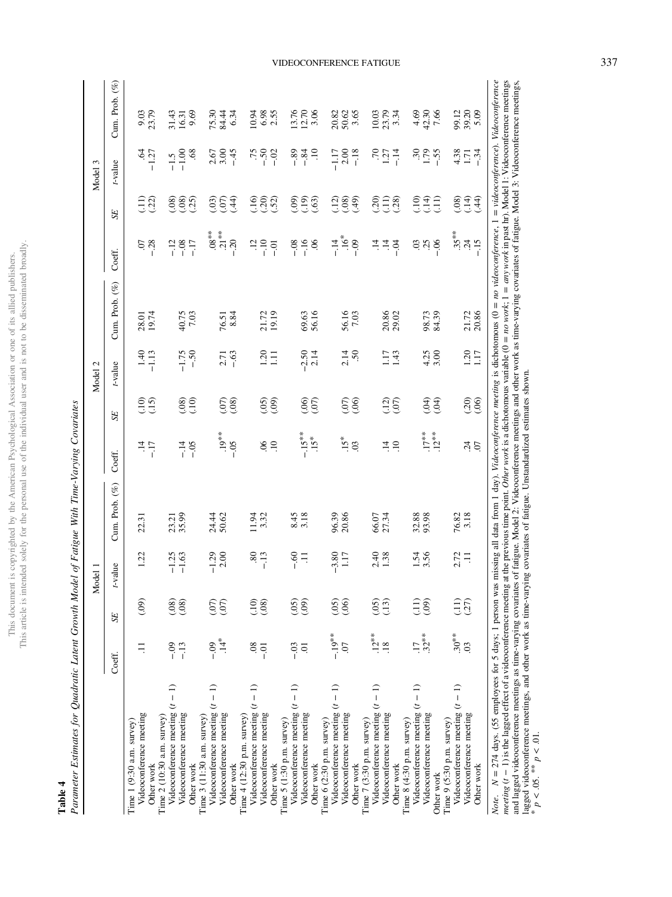**Table 4**

*Parameter Estimates for Quadratic Latent Growth Model of Fatigue With Time-Varying Covariates*

| | Model 1 | | | | Model 2 | | | | Model 3 | | | |
|---|---|---|---|---|---|---|---|---|---|---|---|---|
| | Coeff. | *SE* | *t*-value | Cum. Prob. (%) | Coeff. | *SE* | *t*-value | Cum. Prob. (%) | Coeff. | *SE* | *t*-value | Cum. Prob. (%) |
| Time 1 (9:30 a.m. survey) | | | | | | | | | | | | |
| Videoconference meeting | .11 | (.09) | 1.22 | 22.31 | .14 | (.10) | 1.40 | 28.01 | .07 | (.11) | .64 | 9.03 |
| Other work | | | | | −.17 | (.15) | −1.13 | 19.74 | −.28 | (.22) | −1.27 | 23.79 |
| Time 2 (10:30 a.m. survey) | | | | | | | | | | | | |
| Videoconference meeting (*t* − 1) | −.09 | (.08) | −1.25 | 23.21 | | | | | −.12 | (.08) | −1.5 | 31.43 |
| Videoconference meeting | −.13 | (.08) | −1.63 | 35.99 | −.14 | (.08) | −1.75 | 40.75 | −.08 | (.08) | −1.00 | 16.31 |
| Other work | | | | | −.05 | (.10) | −.50 | 7.03 | −.17 | (.25) | .68 | 9.69 |
| Time 3 (11:30 a.m. survey) | | | | | | | | | | | | |
| Videoconference meeting (*t* − 1) | −.09 | (.07) | −1.29 | 24.44 | | | | | .08** | (.03) | 2.67 | 75.30 |
| Videoconference meeting | .14* | (.07) | 2.00 | 50.62 | .19** | (.07) | 2.71 | 76.51 | .21** | (.07) | 3.00 | 84.44 |
| Other work | | | | | −.05 | (.08) | −.63 | 8.84 | −.20 | (.44) | −.45 | 6.34 |
| Time 4 (12:30 p.m. survey) | | | | | | | | | | | | |
| Videoconference meeting (*t* − 1) | .08 | (.10) | .80 | 11.94 | | | | | .12 | (.16) | .75 | 10.94 |
| Videoconference meeting | −.01 | (.08) | −.13 | 3.32 | .06 | (.05) | 1.20 | 21.72 | −.10 | (.20) | −.50 | 6.98 |
| Other work | | | | | .10 | (.09) | 1.11 | 19.19 | −.01 | (.52) | −.02 | 2.55 |
| Time 5 (1:30 p.m. survey) | | | | | | | | | | | | |
| Videoconference meeting (*t* − 1) | −.03 | (.05) | −.60 | 8.45 | | | | | −.08 | (.09) | −.89 | 13.76 |
| Videoconference meeting | .01 | (.09) | .11 | 3.18 | −.15** | (.06) | −2.50 | 69.63 | −.16 | (.19) | −.84 | 12.70 |
| Other work | | | | | .15* | (.07) | 2.14 | 56.16 | .06 | (.63) | .10 | 3.06 |
| Time 6 (2:30 p.m. survey) | | | | | | | | | | | | |
| Videoconference meeting (*t* − 1) | −.19** | (.05) | −3.80 | 96.39 | | | | | −.14 | (.12) | −1.17 | 20.82 |
| Videoconference meeting | .07 | (.06) | 1.17 | 20.86 | .15* | (.07) | 2.14 | 56.16 | .16* | (.08) | 2.00 | 50.62 |
| Other work | | | | | .03 | (.06) | .50 | 7.03 | −.09 | (.49) | −.18 | 3.65 |
| Time 7 (3:30 p.m. survey) | | | | | | | | | | | | |
| Videoconference meeting (*t* − 1) | .12** | (.05) | 2.40 | 66.07 | | | | | .14 | (.20) | .70 | 10.03 |
| Videoconference meeting | .18 | (.13) | 1.38 | 27.34 | .14 | (.12) | 1.17 | 20.86 | .14 | (.11) | 1.27 | 23.79 |
| Other work | | | | | .10 | (.07) | 1.43 | 29.02 | −.04 | (.28) | −.14 | 3.34 |
| Time 8 (4:30 p.m. survey) | | | | | | | | | | | | |
| Videoconference meeting (*t* − 1) | .17 | (.11) | 1.54 | 32.88 | | | | | .03 | (.10) | .30 | 4.69 |
| Videoconference meeting | .32** | (.09) | 3.56 | 93.98 | .17** | (.04) | 4.25 | 98.73 | .25 | (.14) | 1.79 | 42.30 |
| Other work | | | | | .12** | (.04) | 3.00 | 84.39 | −.06 | (.11) | −.55 | 7.66 |
| Time 9 (5:30 p.m. survey) | | | | | | | | | | | | |
| Videoconference meeting (*t* − 1) | .30** | (.11) | 2.72 | 76.82 | | | | | .35** | (.08) | 4.38 | 99.12 |
| Videoconference meeting | .03 | (.27) | .11 | 3.18 | .24 | (.20) | 1.20 | 21.72 | .24 | (.14) | 1.71 | 39.20 |
| Other work | | | | | .07 | (.06) | 1.17 | 20.86 | −.15 | (.44) | −.34 | 5.09 |

*Note.* $N$ = 274 days. (55 employees for 5 days; 1 person was missing all data from 1 day). *Videoconference meeting* is dichotomous (0 = *no videoconference*, 1 = *videoconference*). *Videoconference meeting* (*t* − 1) is the lagged effect of a videoconference meeting at the previous time point. *Other work* is a dichotomous variable (0 = *no work*; 1 = *any work* in past hr). Model 1: Videoconference meetings and lagged videoconference meetings as time-varying covariates of fatigue. Model 2: Videoconference meetings and other work as time-varying covariates of fatigue. Model 3: Videoconference meetings, lagged videoconference meetings, and other work as time-varying covariates of fatigue. Unstandardized estimates shown.
* $p < .05$. ** $p < .01$.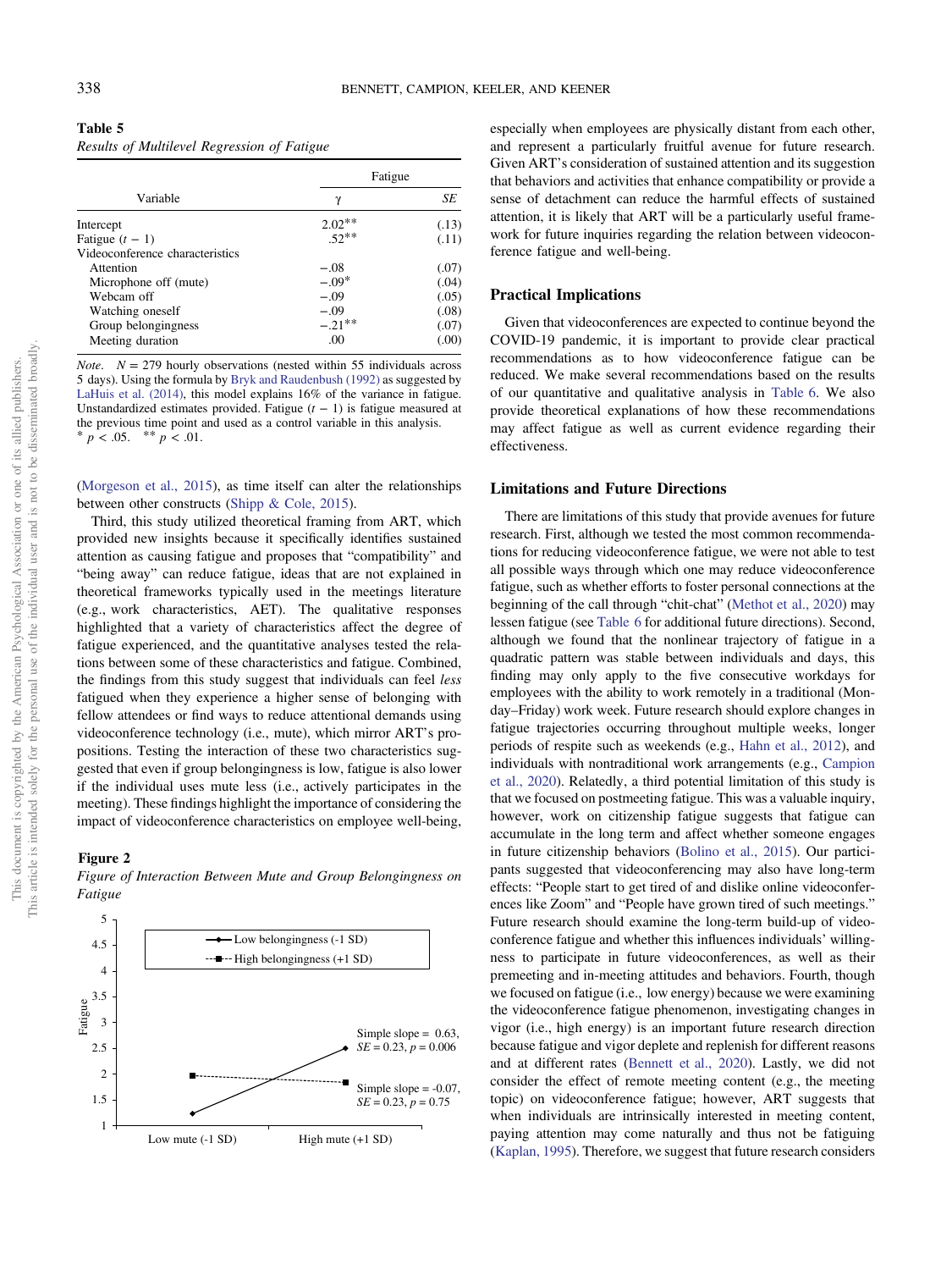**Table 5**
*Results of Multilevel Regression of Fatigue*

| Variable | Fatigue | |
|---|---|---|
| | γ | *SE* |
| Intercept | 2.02** | (.13) |
| Fatigue ($t - 1$) | .52** | (.11) |
| Videoconference characteristics | | |
| Attention | −.08 | (.07) |
| Microphone off (mute) | −.09* | (.04) |
| Webcam off | −.09 | (.05) |
| Watching oneself | −.09 | (.08) |
| Group belongingness | −.21** | (.07) |
| Meeting duration | .00 | (.00) |

*Note.* $N = 279$ hourly observations (nested within 55 individuals across 5 days). Using the formula by Bryk and Raudenbush (1992) as suggested by LaHuis et al. (2014), this model explains 16% of the variance in fatigue. Unstandardized estimates provided. Fatigue ($t - 1$) is fatigue measured at the previous time point and used as a control variable in this analysis.
* $p < .05$. ** $p < .01$.

(Morgeson et al., 2015), as time itself can alter the relationships between other constructs (Shipp & Cole, 2015).

Third, this study utilized theoretical framing from ART, which provided new insights because it specifically identifies sustained attention as causing fatigue and proposes that "compatibility" and "being away" can reduce fatigue, ideas that are not explained in theoretical frameworks typically used in the meetings literature (e.g., work characteristics, AET). The qualitative responses highlighted that a variety of characteristics affect the degree of fatigue experienced, and the quantitative analyses tested the relations between some of these characteristics and fatigue. Combined, the findings from this study suggest that individuals can feel *less* fatigued when they experience a higher sense of belonging with fellow attendees or find ways to reduce attentional demands using videoconference technology (i.e., mute), which mirror ART's propositions. Testing the interaction of these two characteristics suggested that even if group belongingness is low, fatigue is also lower if the individual uses mute less (i.e., actively participates in the meeting). These findings highlight the importance of considering the impact of videoconference characteristics on employee well-being, especially when employees are physically distant from each other, and represent a particularly fruitful avenue for future research. Given ART's consideration of sustained attention and its suggestion that behaviors and activities that enhance compatibility or provide a sense of detachment can reduce the harmful effects of sustained attention, it is likely that ART will be a particularly useful framework for future inquiries regarding the relation between videoconference fatigue and well-being.

**Figure 2**
*Figure of Interaction Between Mute and Group Belongingness on Fatigue*

## Practical Implications

Given that videoconferences are expected to continue beyond the COVID-19 pandemic, it is important to provide clear practical recommendations as to how videoconference fatigue can be reduced. We make several recommendations based on the results of our quantitative and qualitative analysis in Table 6. We also provide theoretical explanations of how these recommendations may affect fatigue as well as current evidence regarding their effectiveness.

## Limitations and Future Directions

There are limitations of this study that provide avenues for future research. First, although we tested the most common recommendations for reducing videoconference fatigue, we were not able to test all possible ways through which one may reduce videoconference fatigue, such as whether efforts to foster personal connections at the beginning of the call through "chit-chat" (Methot et al., 2020) may lessen fatigue (see Table 6 for additional future directions). Second, although we found that the nonlinear trajectory of fatigue in a quadratic pattern was stable between individuals and days, this finding may only apply to the five consecutive workdays for employees with the ability to work remotely in a traditional (Monday–Friday) work week. Future research should explore changes in fatigue trajectories occurring throughout multiple weeks, longer periods of respite such as weekends (e.g., Hahn et al., 2012), and individuals with nontraditional work arrangements (e.g., Campion et al., 2020). Relatedly, a third potential limitation of this study is that we focused on postmeeting fatigue. This was a valuable inquiry, however, work on citizenship fatigue suggests that fatigue can accumulate in the long term and affect whether someone engages in future citizenship behaviors (Bolino et al., 2015). Our participants suggested that videoconferencing may also have long-term effects: "People start to get tired of and dislike online videoconferences like Zoom" and "People have grown tired of such meetings." Future research should examine the long-term build-up of videoconference fatigue and whether this influences individuals' willingness to participate in future videoconferences, as well as their premeeting and in-meeting attitudes and behaviors. Fourth, though we focused on fatigue (i.e., low energy) because we were examining the videoconference fatigue phenomenon, investigating changes in vigor (i.e., high energy) is an important future research direction because fatigue and vigor deplete and replenish for different reasons and at different rates (Bennett et al., 2020). Lastly, we did not consider the effect of remote meeting content (e.g., the meeting topic) on videoconference fatigue; however, ART suggests that when individuals are intrinsically interested in meeting content, paying attention may come naturally and thus not be fatiguing (Kaplan, 1995). Therefore, we suggest that future research considers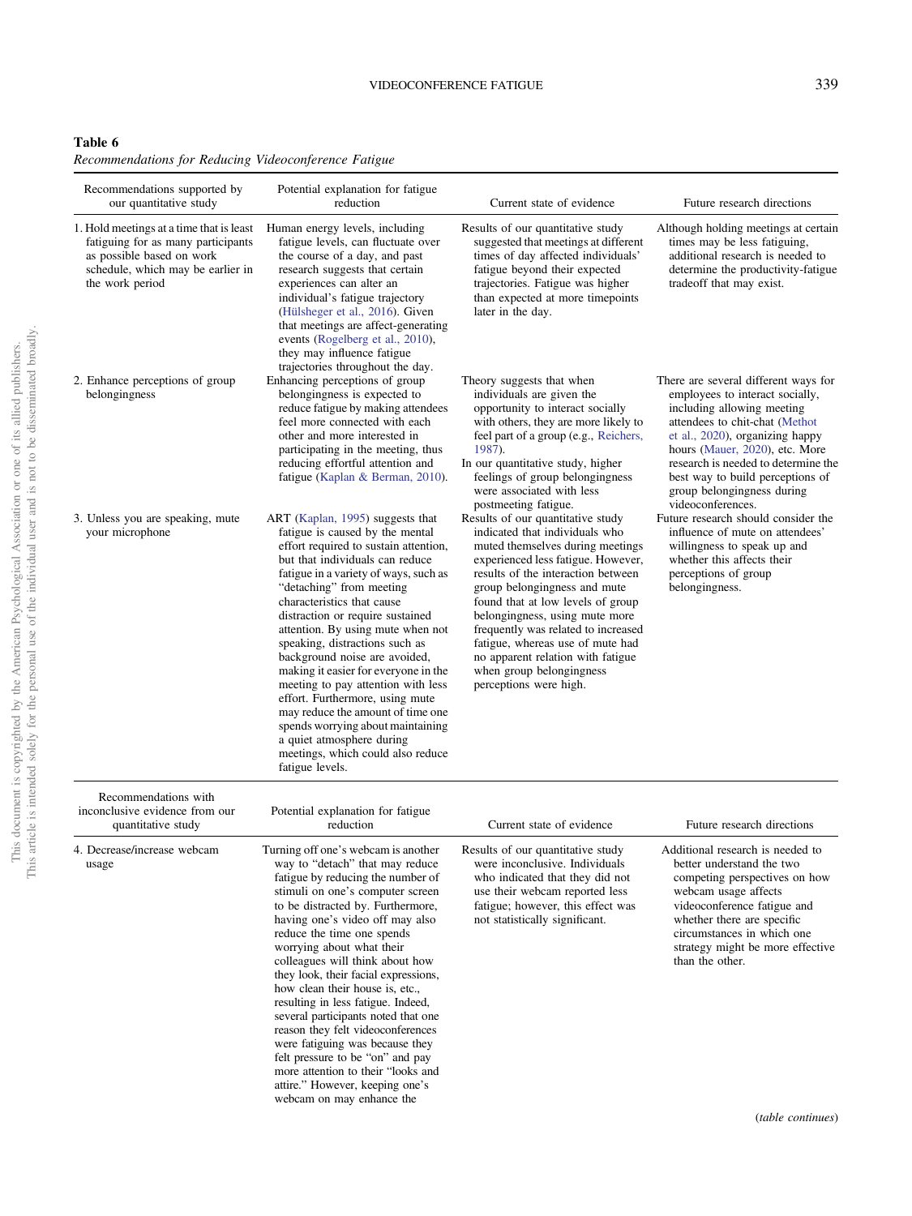**Table 6**

*Recommendations for Reducing Videoconference Fatigue*

| Recommendations supported by our quantitative study | Potential explanation for fatigue reduction | Current state of evidence | Future research directions |
|---|---|---|---|
| 1. Hold meetings at a time that is least fatiguing for as many participants as possible based on work schedule, which may be earlier in the work period | Human energy levels, including fatigue levels, can fluctuate over the course of a day, and past research suggests that certain experiences can alter an individual's fatigue trajectory (Hülsheger et al., 2016). Given that meetings are affect-generating events (Rogelberg et al., 2010), they may influence fatigue trajectories throughout the day. | Results of our quantitative study suggested that meetings at different times of day affected individuals' fatigue beyond their expected trajectories. Fatigue was higher than expected at more timepoints later in the day. | Although holding meetings at certain times may be less fatiguing, additional research is needed to determine the productivity-fatigue tradeoff that may exist. |
| 2. Enhance perceptions of group belongingness | Enhancing perceptions of group belongingness is expected to reduce fatigue by making attendees feel more connected with each other and more interested in participating in the meeting, thus reducing effortful attention and fatigue (Kaplan & Berman, 2010). | Theory suggests that when individuals are given the opportunity to interact socially with others, they are more likely to feel part of a group (e.g., Reichers, 1987). In our quantitative study, higher feelings of group belongingness were associated with less postmeeting fatigue. | There are several different ways for employees to interact socially, including allowing meeting attendees to chit-chat (Methot et al., 2020), organizing happy hours (Mauer, 2020), etc. More research is needed to determine the best way to build perceptions of group belongingness during videoconferences. |
| 3. Unless you are speaking, mute your microphone | ART (Kaplan, 1995) suggests that fatigue is caused by the mental effort required to sustain attention, but that individuals can reduce fatigue in a variety of ways, such as "detaching" from meeting characteristics that cause distraction or require sustained attention. By using mute when not speaking, distractions such as background noise are avoided, making it easier for everyone in the meeting to pay attention with less effort. Furthermore, using mute may reduce the amount of time one spends worrying about maintaining a quiet atmosphere during meetings, which could also reduce fatigue levels. | Results of our quantitative study indicated that individuals who muted themselves during meetings experienced less fatigue. However, results of the interaction between group belongingness and mute found that at low levels of group belongingness, using mute more frequently was related to increased fatigue, whereas use of mute had no apparent relation with fatigue when group belongingness perceptions were high. | Future research should consider the influence of mute on attendees' willingness to speak up and whether this affects their perceptions of group belongingness. |
| **Recommendations with inconclusive evidence from our quantitative study** | **Potential explanation for fatigue reduction** | **Current state of evidence** | **Future research directions** |
| 4. Decrease/increase webcam usage | Turning off one's webcam is another way to "detach" that may reduce fatigue by reducing the number of stimuli on one's computer screen to be distracted by. Furthermore, having one's video off may also reduce the time one spends worrying about what their colleagues will think about how they look, their facial expressions, how clean their house is, etc., resulting in less fatigue. Indeed, several participants noted that one reason they felt videoconferences were fatiguing was because they felt pressure to be "on" and pay more attention to their "looks and attire." However, keeping one's webcam on may enhance the | Results of our quantitative study were inconclusive. Individuals who indicated that they did not use their webcam reported less fatigue; however, this effect was not statistically significant. | Additional research is needed to better understand the two competing perspectives on how webcam usage affects videoconference fatigue and whether there are specific circumstances in which one strategy might be more effective than the other. |

(*table continues*)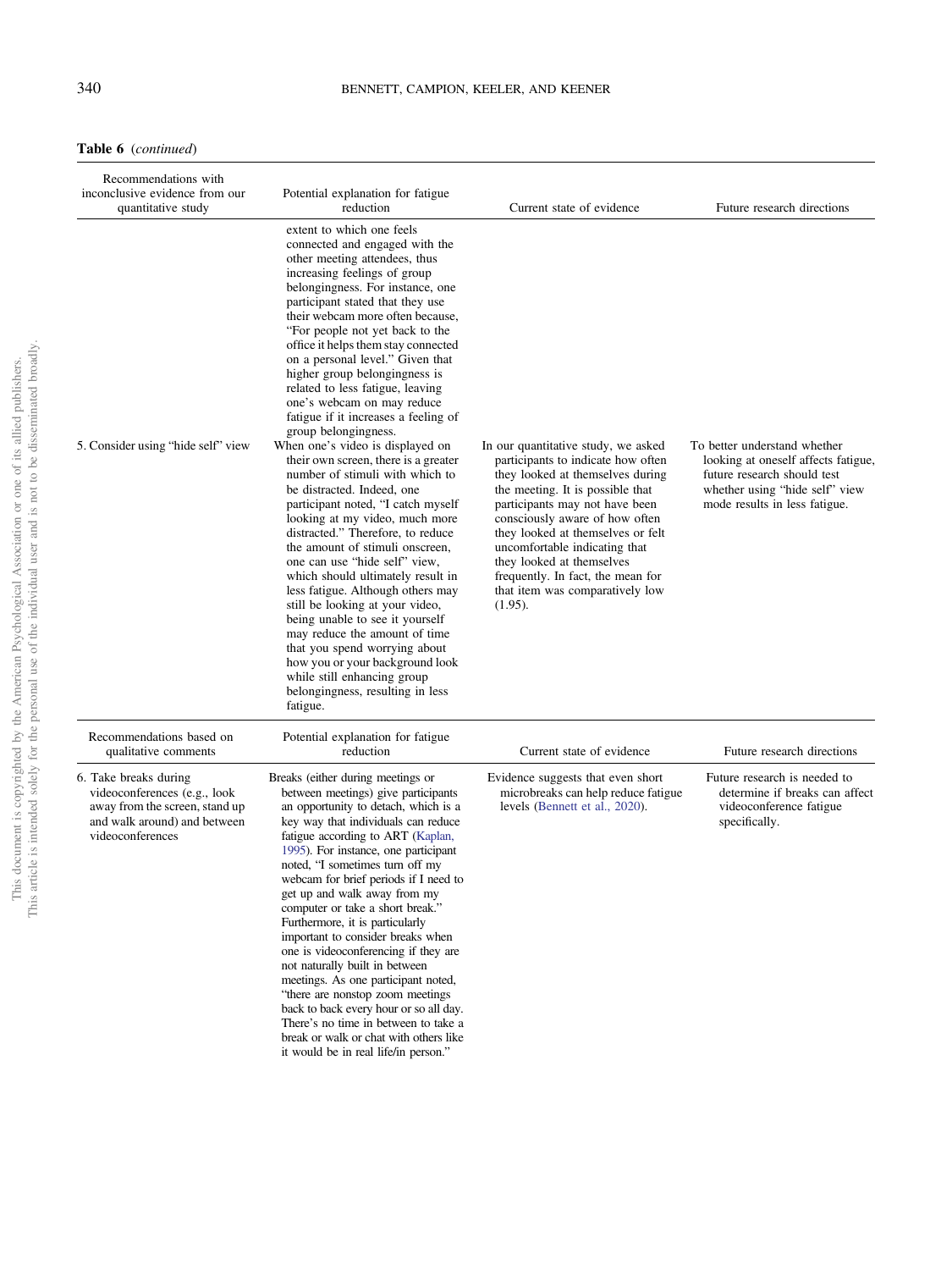**Table 6** (*continued*)

| Recommendations with inconclusive evidence from our quantitative study | Potential explanation for fatigue reduction | Current state of evidence | Future research directions |
|---|---|---|---|
| | extent to which one feels connected and engaged with the other meeting attendees, thus increasing feelings of group belongingness. For instance, one participant stated that they use their webcam more often because, "For people not yet back to the office it helps them stay connected on a personal level." Given that higher group belongingness is related to less fatigue, leaving one's webcam on may reduce fatigue if it increases a feeling of group belongingness. | | |
| 5. Consider using "hide self" view | When one's video is displayed on their own screen, there is a greater number of stimuli with which to be distracted. Indeed, one participant noted, "I catch myself looking at my video, much more distracted." Therefore, to reduce the amount of stimuli onscreen, one can use "hide self" view, which should ultimately result in less fatigue. Although others may still be looking at your video, being unable to see it yourself may reduce the amount of time that you spend worrying about how you or your background look while still enhancing group belongingness, resulting in less fatigue. | In our quantitative study, we asked participants to indicate how often they looked at themselves during the meeting. It is possible that participants may not have been consciously aware of how often they looked at themselves or felt uncomfortable indicating that they looked at themselves frequently. In fact, the mean for that item was comparatively low (1.95). | To better understand whether looking at oneself affects fatigue, future research should test whether using "hide self" view mode results in less fatigue. |
| **Recommendations based on qualitative comments** | **Potential explanation for fatigue reduction** | **Current state of evidence** | **Future research directions** |
| 6. Take breaks during videoconferences (e.g., look away from the screen, stand up and walk around) and between videoconferences | Breaks (either during meetings or between meetings) give participants an opportunity to detach, which is a key way that individuals can reduce fatigue according to ART (Kaplan, 1995). For instance, one participant noted, "I sometimes turn off my webcam for brief periods if I need to get up and walk away from my computer or take a short break." Furthermore, it is particularly important to consider breaks when one is videoconferencing if they are not naturally built in between meetings. As one participant noted, "there are nonstop zoom meetings back to back every hour or so all day. There's no time in between to take a break or walk or chat with others like it would be in real life/in person." | Evidence suggests that even short microbreaks can help reduce fatigue levels (Bennett et al., 2020). | Future research is needed to determine if breaks can affect videoconference fatigue specifically. |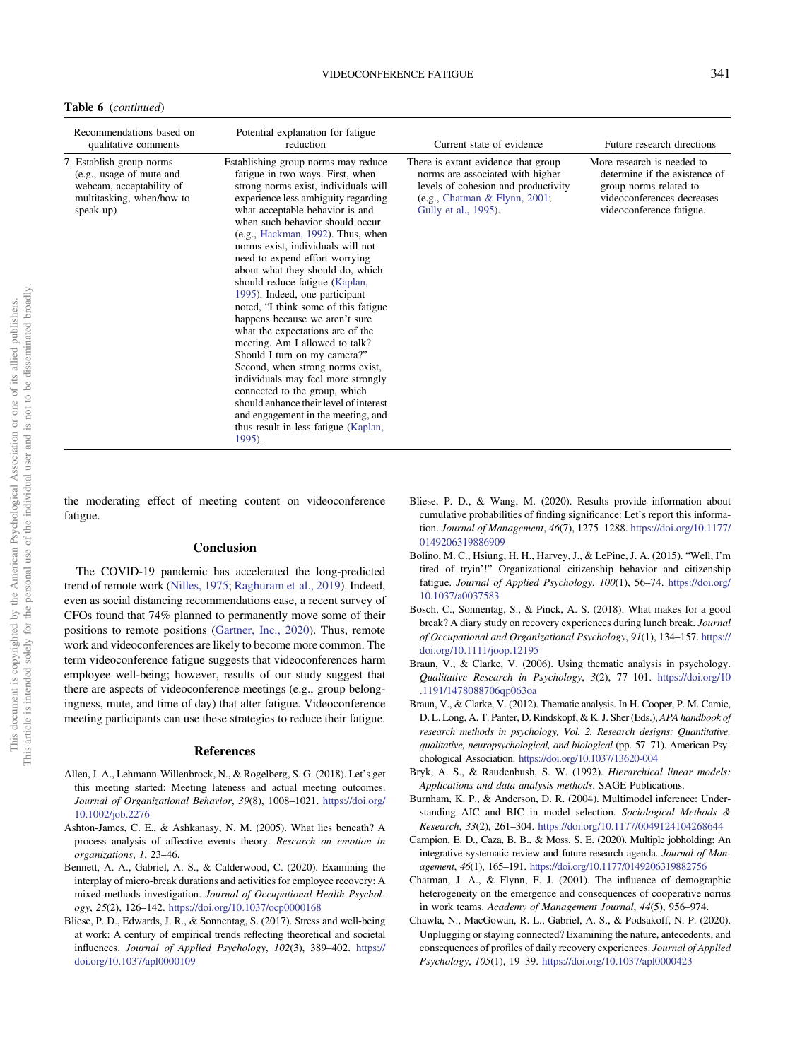**Table 6** (*continued*)

| Recommendations based on qualitative comments | Potential explanation for fatigue reduction | Current state of evidence | Future research directions |
|---|---|---|---|
| 7. Establish group norms (e.g., usage of mute and webcam, acceptability of multitasking, when/how to speak up) | Establishing group norms may reduce fatigue in two ways. First, when strong norms exist, individuals will experience less ambiguity regarding what acceptable behavior is and when such behavior should occur (e.g., Hackman, 1992). Thus, when norms exist, individuals will not need to expend effort worrying about what they should do, which should reduce fatigue (Kaplan, 1995). Indeed, one participant noted, "I think some of this fatigue happens because we aren't sure what the expectations are of the meeting. Am I allowed to talk? Should I turn on my camera?" Second, when strong norms exist, individuals may feel more strongly connected to the group, which should enhance their level of interest and engagement in the meeting, and thus result in less fatigue (Kaplan, 1995). | There is extant evidence that group norms are associated with higher levels of cohesion and productivity (e.g., Chatman & Flynn, 2001; Gully et al., 1995). | More research is needed to determine if the existence of group norms related to videoconferences decreases videoconference fatigue. |

the moderating effect of meeting content on videoconference fatigue.

## Conclusion

The COVID-19 pandemic has accelerated the long-predicted trend of remote work (Nilles, 1975; Raghuram et al., 2019). Indeed, even as social distancing recommendations ease, a recent survey of CFOs found that 74% planned to permanently move some of their positions to remote positions (Gartner, Inc., 2020). Thus, remote work and videoconferences are likely to become more common. The term videoconference fatigue suggests that videoconferences harm employee well-being; however, results of our study suggest that there are aspects of videoconference meetings (e.g., group belongingness, mute, and time of day) that alter fatigue. Videoconference meeting participants can use these strategies to reduce their fatigue.

## References

Allen, J. A., Lehmann-Willenbrock, N., & Rogelberg, S. G. (2018). Let's get this meeting started: Meeting lateness and actual meeting outcomes. *Journal of Organizational Behavior*, *39*(8), 1008–1021. https://doi.org/10.1002/job.2276

Ashton-James, C. E., & Ashkanasy, N. M. (2005). What lies beneath? A process analysis of affective events theory. *Research on emotion in organizations*, *1*, 23–46.

Bennett, A. A., Gabriel, A. S., & Calderwood, C. (2020). Examining the interplay of micro-break durations and activities for employee recovery: A mixed-methods investigation. *Journal of Occupational Health Psychology*, *25*(2), 126–142. https://doi.org/10.1037/ocp0000168

Bliese, P. D., Edwards, J. R., & Sonnentag, S. (2017). Stress and well-being at work: A century of empirical trends reflecting theoretical and societal influences. *Journal of Applied Psychology*, *102*(3), 389–402. https://doi.org/10.1037/apl0000109

Bliese, P. D., & Wang, M. (2020). Results provide information about cumulative probabilities of finding significance: Let's report this information. *Journal of Management*, *46*(7), 1275–1288. https://doi.org/10.1177/0149206319886909

Bolino, M. C., Hsiung, H. H., Harvey, J., & LePine, J. A. (2015). "Well, I'm tired of tryin'!" Organizational citizenship behavior and citizenship fatigue. *Journal of Applied Psychology*, *100*(1), 56–74. https://doi.org/10.1037/a0037583

Bosch, C., Sonnentag, S., & Pinck, A. S. (2018). What makes for a good break? A diary study on recovery experiences during lunch break. *Journal of Occupational and Organizational Psychology*, *91*(1), 134–157. https://doi.org/10.1111/joop.12195

Braun, V., & Clarke, V. (2006). Using thematic analysis in psychology. *Qualitative Research in Psychology*, *3*(2), 77–101. https://doi.org/10.1191/1478088706qp063oa

Braun, V., & Clarke, V. (2012). Thematic analysis. In H. Cooper, P. M. Camic, D. L. Long, A. T. Panter, D. Rindskopf, & K. J. Sher (Eds.), *APA handbook of research methods in psychology, Vol. 2. Research designs: Quantitative, qualitative, neuropsychological, and biological* (pp. 57–71). American Psychological Association. https://doi.org/10.1037/13620-004

Bryk, A. S., & Raudenbush, S. W. (1992). *Hierarchical linear models: Applications and data analysis methods*. SAGE Publications.

Burnham, K. P., & Anderson, D. R. (2004). Multimodel inference: Understanding AIC and BIC in model selection. *Sociological Methods & Research*, *33*(2), 261–304. https://doi.org/10.1177/0049124104268644

Campion, E. D., Caza, B. B., & Moss, S. E. (2020). Multiple jobholding: An integrative systematic review and future research agenda. *Journal of Management*, *46*(1), 165–191. https://doi.org/10.1177/0149206319882756

Chatman, J. A., & Flynn, F. J. (2001). The influence of demographic heterogeneity on the emergence and consequences of cooperative norms in work teams. *Academy of Management Journal*, *44*(5), 956–974.

Chawla, N., MacGowan, R. L., Gabriel, A. S., & Podsakoff, N. P. (2020). Unplugging or staying connected? Examining the nature, antecedents, and consequences of profiles of daily recovery experiences. *Journal of Applied Psychology*, *105*(1), 19–39. https://doi.org/10.1037/apl0000423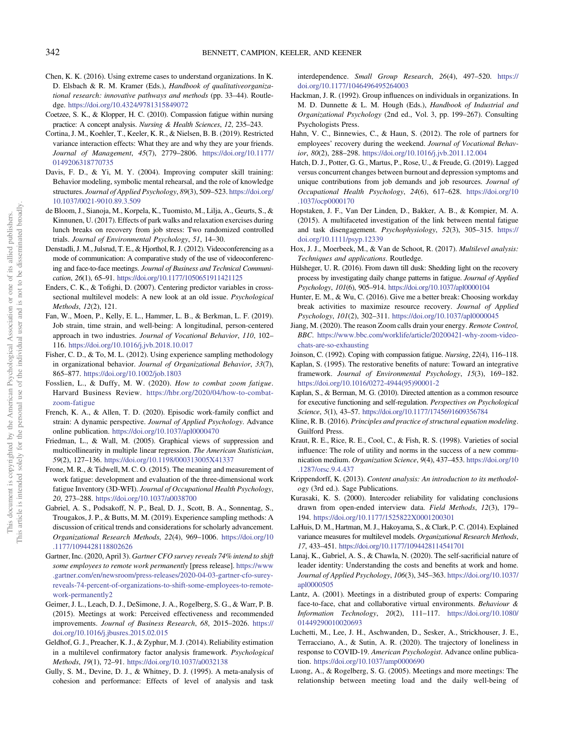Chen, K. K. (2016). Using extreme cases to understand organizations. In K. D. Elsbach & R. M. Kramer (Eds.), *Handbook of qualitativeorganizational research: innovative pathways and methods* (pp. 33–44). Routledge. https://doi.org/10.4324/9781315849072

Coetzee, S. K., & Klopper, H. C. (2010). Compassion fatigue within nursing practice: A concept analysis. *Nursing & Health Sciences*, *12*, 235–243.

Cortina, J. M., Koehler, T., Keeler, K. R., & Nielsen, B. B. (2019). Restricted variance interaction effects: What they are and why they are your friends. *Journal of Management*, *45*(7), 2779–2806. https://doi.org/10.1177/0149206318770735

Davis, F. D., & Yi, M. Y. (2004). Improving computer skill training: Behavior modeling, symbolic mental rehearsal, and the role of knowledge structures. *Journal of Applied Psychology*, *89*(3), 509–523. https://doi.org/10.1037/0021-9010.89.3.509

de Bloom, J., Sianoja, M., Korpela, K., Tuomisto, M., Lilja, A., Geurts, S., & Kinnunen, U. (2017). Effects of park walks and relaxation exercises during lunch breaks on recovery from job stress: Two randomized controlled trials. *Journal of Environmental Psychology*, *51*, 14–30.

Denstadli, J. M., Julsrud, T. E., & Hjorthol, R. J. (2012). Videoconferencing as a mode of communication: A comparative study of the use of videoconferencing and face-to-face meetings. *Journal of Business and Technical Communication*, *26*(1), 65–91. https://doi.org/10.1177/1050651911421125

Enders, C. K., & Tofighi, D. (2007). Centering predictor variables in cross-sectional multilevel models: A new look at an old issue. *Psychological Methods*, *12*(2), 121.

Fan, W., Moen, P., Kelly, E. L., Hammer, L. B., & Berkman, L. F. (2019). Job strain, time strain, and well-being: A longitudinal, person-centered approach in two industries. *Journal of Vocational Behavior*, *110*, 102–116. https://doi.org/10.1016/j.jvb.2018.10.017

Fisher, C. D., & To, M. L. (2012). Using experience sampling methodology in organizational behavior. *Journal of Organizational Behavior*, *33*(7), 865–877. https://doi.org/10.1002/job.1803

Fosslien, L., & Duffy, M. W. (2020). *How to combat zoom fatigue*. Harvard Business Review. https://hbr.org/2020/04/how-to-combat-zoom-fatigue

French, K. A., & Allen, T. D. (2020). Episodic work-family conflict and strain: A dynamic perspective. *Journal of Applied Psychology*. Advance online publication. https://doi.org/10.1037/apl0000470

Friedman, L., & Wall, M. (2005). Graphical views of suppression and multicollinearity in multiple linear regression. *The American Statistician*, *59*(2), 127–136. https://doi.org/10.1198/000313005X41337

Frone, M. R., & Tidwell, M. C. O. (2015). The meaning and measurement of work fatigue: development and evaluation of the three-dimensional work fatigue Inventory (3D-WFI). *Journal of Occupational Health Psychology*, *20*, 273–288. https://doi.org/10.1037/a0038700

Gabriel, A. S., Podsakoff, N. P., Beal, D. J., Scott, B. A., Sonnentag, S., Trougakos, J. P., & Butts, M. M. (2019). Experience sampling methods: A discussion of critical trends and considerations for scholarly advancement. *Organizational Research Methods*, *22*(4), 969–1006. https://doi.org/10.1177/1094428118802626

Gartner, Inc. (2020, April 3). *Gartner CFO survey reveals 74% intend to shift some employees to remote work permanently* [press release]. https://www.gartner.com/en/newsroom/press-releases/2020-04-03-gartner-cfo-surey-reveals-74-percent-of-organizations-to-shift-some-employees-to-remote-work-permanently2

Geimer, J. L., Leach, D. J., DeSimone, J. A., Rogelberg, S. G., & Warr, P. B. (2015). Meetings at work: Perceived effectiveness and recommended improvements. *Journal of Business Research*, *68*, 2015–2026. https://doi.org/10.1016/j.jbusres.2015.02.015

Geldhof, G. J., Preacher, K. J., & Zyphur, M. J. (2014). Reliability estimation in a multilevel confirmatory factor analysis framework. *Psychological Methods*, *19*(1), 72–91. https://doi.org/10.1037/a0032138

Gully, S. M., Devine, D. J., & Whitney, D. J. (1995). A meta-analysis of cohesion and performance: Effects of level of analysis and task interdependence. *Small Group Research*, *26*(4), 497–520. https://doi.org/10.1177/1046496495264003

Hackman, J. R. (1992). Group influences on individuals in organizations. In M. D. Dunnette & L. M. Hough (Eds.), *Handbook of Industrial and Organizational Psychology* (2nd ed., Vol. 3, pp. 199–267). Consulting Psychologists Press.

Hahn, V. C., Binnewies, C., & Haun, S. (2012). The role of partners for employees' recovery during the weekend. *Journal of Vocational Behavior*, *80*(2), 288–298. https://doi.org/10.1016/j.jvb.2011.12.004

Hatch, D. J., Potter, G. G., Martus, P., Rose, U., & Freude, G. (2019). Lagged versus concurrent changes between burnout and depression symptoms and unique contributions from job demands and job resources. *Journal of Occupational Health Psychology*, *24*(6), 617–628. https://doi.org/10.1037/ocp0000170

Hopstaken, J. F., Van Der Linden, D., Bakker, A. B., & Kompier, M. A. (2015). A multifaceted investigation of the link between mental fatigue and task disengagement. *Psychophysiology*, *52*(3), 305–315. https://doi.org/10.1111/psyp.12339

Hox, J. J., Moerbeek, M., & Van de Schoot, R. (2017). *Multilevel analysis: Techniques and applications*. Routledge.

Hülsheger, U. R. (2016). From dawn till dusk: Shedding light on the recovery process by investigating daily change patterns in fatigue. *Journal of Applied Psychology*, *101*(6), 905–914. https://doi.org/10.1037/apl0000104

Hunter, E. M., & Wu, C. (2016). Give me a better break: Choosing workday break activities to maximize resource recovery. *Journal of Applied Psychology*, *101*(2), 302–311. https://doi.org/10.1037/apl0000045

Jiang, M. (2020). The reason Zoom calls drain your energy. *Remote Control, BBC*. https://www.bbc.com/worklife/article/20200421-why-zoom-video-chats-are-so-exhausting

Joinson, C. (1992). Coping with compassion fatigue. *Nursing*, *22*(4), 116–118.

Kaplan, S. (1995). The restorative benefits of nature: Toward an integrative framework. *Journal of Environmental Psychology*, *15*(3), 169–182. https://doi.org/10.1016/0272-4944(95)90001-2

Kaplan, S., & Berman, M. G. (2010). Directed attention as a common resource for executive functioning and self-regulation. *Perspectives on Psychological Science*, *5*(1), 43–57. https://doi.org/10.1177/1745691609356784

Kline, R. B. (2016). *Principles and practice of structural equation modeling*. Guilford Press.

Kraut, R. E., Rice, R. E., Cool, C., & Fish, R. S. (1998). Varieties of social influence: The role of utility and norms in the success of a new communication medium. *Organization Science*, *9*(4), 437–453. https://doi.org/10.1287/orsc.9.4.437

Krippendorff, K. (2013). *Content analysis: An introduction to its methodology* (3rd ed.). Sage Publications.

Kurasaki, K. S. (2000). Intercoder reliability for validating conclusions drawn from open-ended interview data. *Field Methods*, *12*(3), 179–194. https://doi.org/10.1177/1525822X0001200301

LaHuis, D. M., Hartman, M. J., Hakoyama, S., & Clark, P. C. (2014). Explained variance measures for multilevel models. *Organizational Research Methods*, *17*, 433–451. https://doi.org/10.1177/1094428114541701

Lanaj, K., Gabriel, A. S., & Chawla, N. (2020). The self-sacrificial nature of leader identity: Understanding the costs and benefits at work and home. *Journal of Applied Psychology*, *106*(3), 345–363. https://doi.org/10.1037/apl0000505

Lantz, A. (2001). Meetings in a distributed group of experts: Comparing face-to-face, chat and collaborative virtual environments. *Behaviour & Information Technology*, *20*(2), 111–117. https://doi.org/10.1080/01449290010020693

Luchetti, M., Lee, J. H., Aschwanden, D., Sesker, A., Strickhouser, J. E., Terracciano, A., & Sutin, A. R. (2020). The trajectory of loneliness in response to COVID-19. *American Psychologist*. Advance online publication. https://doi.org/10.1037/amp0000690

Luong, A., & Rogelberg, S. G. (2005). Meetings and more meetings: The relationship between meeting load and the daily well-being of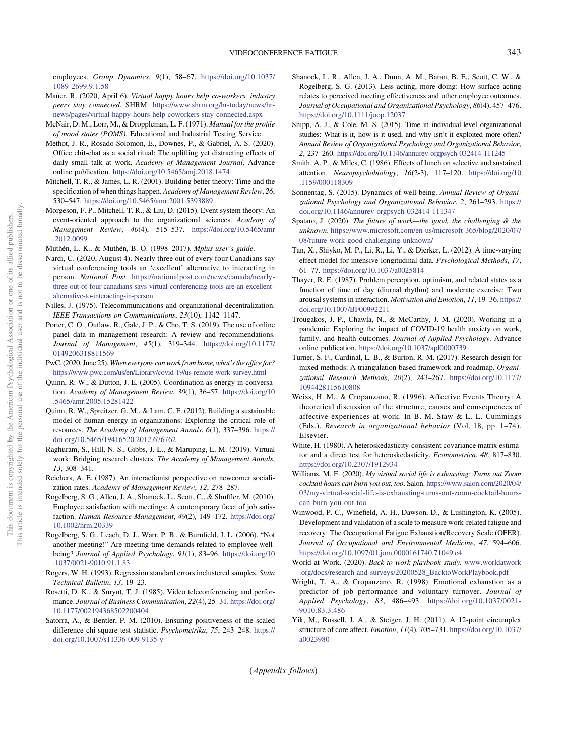employees. *Group Dynamics*, *9*(1), 58–67. https://doi.org/10.1037/1089-2699.9.1.58

Mauer, R. (2020, April 6). *Virtual happy hours help co-workers, industry peers stay connected.* SHRM. https://www.shrm.org/hr-today/news/hr-news/pages/virtual-happy-hours-help-coworkers-stay-connected.aspx

McNair, D. M., Lorr, M., & Droppleman, L. F. (1971). *Manual for the profile of mood states (POMS)*. Educational and Industrial Testing Service.

Methot, J. R., Rosado-Solomon, E., Downes, P., & Gabriel, A. S. (2020). Office chit-chat as a social ritual: The uplifting yet distracting effects of daily small talk at work. *Academy of Management Journal*. Advance online publication. https://doi.org/10.5465/amj.2018.1474

Mitchell, T. R., & James, L. R. (2001). Building better theory: Time and the specification of when things happen. *Academy of Management Review*, *26*, 530–547. https://doi.org/10.5465/amr.2001.5393889

Morgeson, F. P., Mitchell, T. R., & Liu, D. (2015). Event system theory: An event-oriented approach to the organizational sciences. *Academy of Management Review*, *40*(4), 515–537. https://doi.org/10.5465/amr.2012.0099

Muthén, L. K., & Muthén, B. O. (1998–2017). *Mplus user's guide*.

Nardi, C. (2020, August 4). Nearly three out of every four Canadians say virtual conferencing tools an 'excellent' alternative to interacting in person. *National Post*. https://nationalpost.com/news/canada/nearly-three-out-of-four-canadians-says-virtual-conferencing-tools-are-an-excellent-alternative-to-interacting-in-person

Nilles, J. (1975). Telecommunications and organizational decentralization. *IEEE Transactions on Communications*, *23*(10), 1142–1147.

Porter, C. O., Outlaw, R., Gale, J. P., & Cho, T. S. (2019). The use of online panel data in management research: A review and recommendations. *Journal of Management*, *45*(1), 319–344. https://doi.org/10.1177/0149206318811569

PwC. (2020, June 25). *When everyone can work from home, what's the office for?* https://www.pwc.com/us/en/library/covid-19/us-remote-work-survey.html

Quinn, R. W., & Dutton, J. E. (2005). Coordination as energy-in-conversation. *Academy of Management Review*, *30*(1), 36–57. https://doi.org/10.5465/amr.2005.15281422

Quinn, R. W., Spreitzer, G. M., & Lam, C. F. (2012). Building a sustainable model of human energy in organizations: Exploring the critical role of resources. *The Academy of Management Annals*, *6*(1), 337–396. https://doi.org/10.5465/19416520.2012.676762

Raghuram, S., Hill, N. S., Gibbs, J. L., & Maruping, L. M. (2019). Virtual work: Bridging research clusters. *The Academy of Management Annals*, *13*, 308–341.

Reichers, A. E. (1987). An interactionist perspective on newcomer socialization rates. *Academy of Management Review*, *12*, 278–287.

Rogelberg, S. G., Allen, J. A., Shanock, L., Scott, C., & Shuffler, M. (2010). Employee satisfaction with meetings: A contemporary facet of job satisfaction. *Human Resource Management*, *49*(2), 149–172. https://doi.org/10.1002/hrm.20339

Rogelberg, S. G., Leach, D. J., Warr, P. B., & Burnfield, J. L. (2006). "Not another meeting!" Are meeting time demands related to employee well-being? *Journal of Applied Psychology*, *91*(1), 83–96. https://doi.org/10.1037/0021-9010.91.1.83

Rogers, W. H. (1993). Regression standard errors inclustered samples. *Stata Technical Bulletin*, *13*, 19–23.

Rosetti, D. K., & Surynt, T. J. (1985). Video teleconferencing and performance. *Journal of Business Communication*, *22*(4), 25–31. https://doi.org/10.1177/002194368502200404

Satorra, A., & Bentler, P. M. (2010). Ensuring positiveness of the scaled difference chi-square test statistic. *Psychometrika*, *75*, 243–248. https://doi.org/10.1007/s11336-009-9135-y

Shanock, L. R., Allen, J. A., Dunn, A. M., Baran, B. E., Scott, C. W., & Rogelberg, S. G. (2013). Less acting, more doing: How surface acting relates to perceived meeting effectiveness and other employee outcomes. *Journal of Occupational and Organizational Psychology*, *86*(4), 457–476. https://doi.org/10.1111/joop.12037

Shipp, A. J., & Cole, M. S. (2015). Time in individual-level organizational studies: What is it, how is it used, and why isn't it exploited more often? *Annual Review of Organizational Psychology and Organizational Behavior*, *2*, 237–260. https://doi.org/10.1146/annurev-orgpsych-032414-111245

Smith, A. P., & Miles, C. (1986). Effects of lunch on selected and sustained attention. *Neuropsychobiology*, *16*(2-3), 117–120. https://doi.org/10.1159/000118309

Sonnentag, S. (2015). Dynamics of well-being. *Annual Review of Organizational Psychology and Organizational Behavior*, *2*, 261–293. https://doi.org/10.1146/annurev-orgpsych-032414-111347

Spataro, J. (2020). *The future of work—the good, the challenging & the unknown*. https://www.microsoft.com/en-us/microsoft-365/blog/2020/07/08/future-work-good-challenging-unknown/

Tan, X., Shiyko, M. P., Li, R., Li, Y., & Dierker, L. (2012). A time-varying effect model for intensive longitudinal data. *Psychological Methods*, *17*, 61–77. https://doi.org/10.1037/a0025814

Thayer, R. E. (1987). Problem perception, optimism, and related states as a function of time of day (diurnal rhythm) and moderate exercise: Two arousal systems in interaction. *Motivation and Emotion*, *11*, 19–36. https://doi.org/10.1007/BF00992211

Trougakos, J. P., Chawla, N., & McCarthy, J. M. (2020). Working in a pandemic: Exploring the impact of COVID-19 health anxiety on work, family, and health outcomes. *Journal of Applied Psychology*. Advance online publication. https://doi.org/10.1037/apl0000739

Turner, S. F., Cardinal, L. B., & Burton, R. M. (2017). Research design for mixed methods: A triangulation-based framework and roadmap. *Organizational Research Methods*, *20*(2), 243–267. https://doi.org/10.1177/1094428115610808

Weiss, H. M., & Cropanzano, R. (1996). Affective Events Theory: A theoretical discussion of the structure, causes and consequences of affective experiences at work. In B. M. Staw & L. L. Cummings (Eds.). *Research in organizational behavior* (Vol. 18, pp. 1–74). Elsevier.

White, H. (1980). A heteroskedasticity-consistent covariance matrix estimator and a direct test for heteroskedasticity. *Econometrica*, *48*, 817–830. https://doi.org/10.2307/1912934

Williams, M. E. (2020). *My virtual social life is exhausting: Turns out Zoom cocktail hours can burn you out, too*. Salon. https://www.salon.com/2020/04/03/my-virtual-social-life-is-exhausting-turns-out-zoom-cocktail-hours-can-burn-you-out-too

Winwood, P. C., Winefield, A. H., Dawson, D., & Lushington, K. (2005). Development and validation of a scale to measure work-related fatigue and recovery: The Occupational Fatigue Exhaustion/Recovery Scale (OFER). *Journal of Occupational and Environmental Medicine*, *47*, 594–606. https://doi.org/10.1097/01.jom.0000161740.71049.c4

World at Work. (2020). *Back to work playbook study*. www.worldatwork.org/docs/research-and-surveys/20200528_BacktoWorkPlaybook.pdf

Wright, T. A., & Cropanzano, R. (1998). Emotional exhaustion as a predictor of job performance and voluntary turnover. *Journal of Applied Psychology*, *83*, 486–493. https://doi.org/10.1037/0021-9010.83.3.486

Yik, M., Russell, J. A., & Steiger, J. H. (2011). A 12-point circumplex structure of core affect. *Emotion*, *11*(4), 705–731. https://doi.org/10.1037/a0023980

(*Appendix follows*)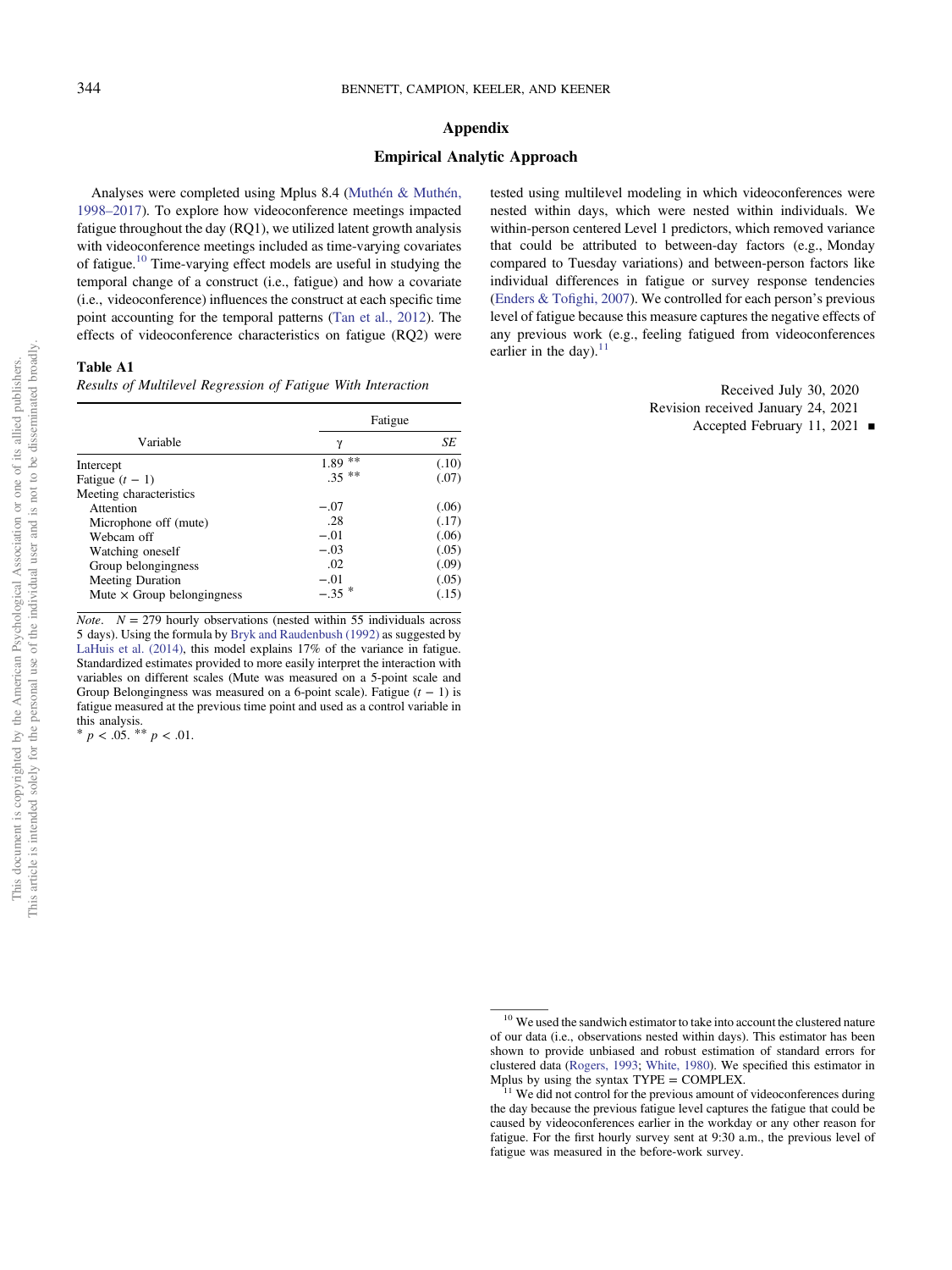## Appendix

### Empirical Analytic Approach

Analyses were completed using Mplus 8.4 (Muthén & Muthén, 1998–2017). To explore how videoconference meetings impacted fatigue throughout the day (RQ1), we utilized latent growth analysis with videoconference meetings included as time-varying covariates of fatigue.[10] Time-varying effect models are useful in studying the temporal change of a construct (i.e., fatigue) and how a covariate (i.e., videoconference) influences the construct at each specific time point accounting for the temporal patterns (Tan et al., 2012). The effects of videoconference characteristics on fatigue (RQ2) were tested using multilevel modeling in which videoconferences were nested within days, which were nested within individuals. We within-person centered Level 1 predictors, which removed variance that could be attributed to between-day factors (e.g., Monday compared to Tuesday variations) and between-person factors like individual differences in fatigue or survey response tendencies (Enders & Tofighi, 2007). We controlled for each person's previous level of fatigue because this measure captures the negative effects of any previous work (e.g., feeling fatigued from videoconferences earlier in the day).[11]

**Table A1**

*Results of Multilevel Regression of Fatigue With Interaction*

| Variable | Fatigue | |
|---|---|---|
| | $\gamma$ | *SE* |
| Intercept | 1.89 ** | (.10) |
| Fatigue ($t - 1$) | .35 ** | (.07) |
| Meeting characteristics | | |
| Attention | −.07 | (.06) |
| Microphone off (mute) | .28 | (.17) |
| Webcam off | −.01 | (.06) |
| Watching oneself | −.03 | (.05) |
| Group belongingness | .02 | (.09) |
| Meeting Duration | −.01 | (.05) |
| Mute × Group belongingness | −.35 * | (.15) |

*Note*. $N = 279$ hourly observations (nested within 55 individuals across 5 days). Using the formula by Bryk and Raudenbush (1992) as suggested by LaHuis et al. (2014), this model explains 17% of the variance in fatigue. Standardized estimates provided to more easily interpret the interaction with variables on different scales (Mute was measured on a 5-point scale and Group Belongingness was measured on a 6-point scale). Fatigue ($t - 1$) is fatigue measured at the previous time point and used as a control variable in this analysis.
\* $p < .05$. \*\* $p < .01$.

Received July 30, 2020
Revision received January 24, 2021
Accepted February 11, 2021 ■

[10] We used the sandwich estimator to take into account the clustered nature of our data (i.e., observations nested within days). This estimator has been shown to provide unbiased and robust estimation of standard errors for clustered data (Rogers, 1993; White, 1980). We specified this estimator in Mplus by using the syntax TYPE = COMPLEX.

[11] We did not control for the previous amount of videoconferences during the day because the previous fatigue level captures the fatigue that could be caused by videoconferences earlier in the workday or any other reason for fatigue. For the first hourly survey sent at 9:30 a.m., the previous level of fatigue was measured in the before-work survey.